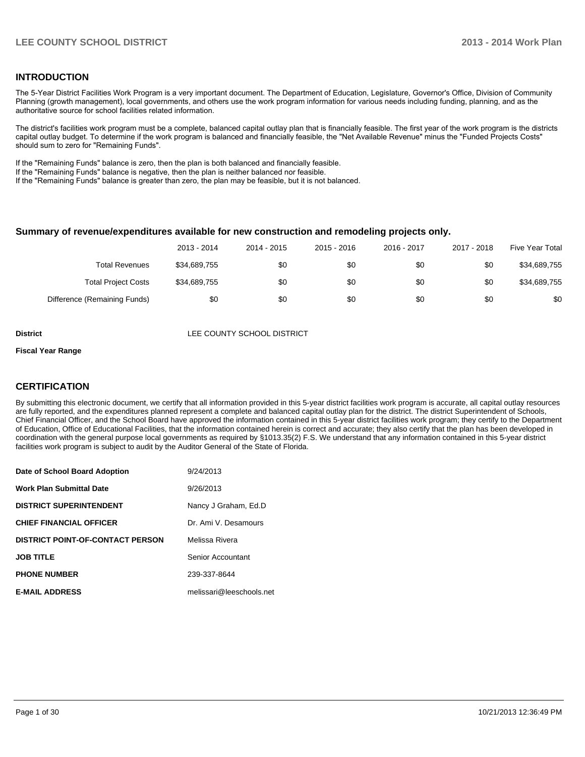## INTRODUCTION

The 5-Year District Facilities Work Program is a very important document. The Department of Education, Legislature, Governor's Office, Division of Community Planning (growth management), local governments, and others use the work program information for various needs including funding, planning, and as the authoritative source for school facilities related information.

The district's facilities work program must be a complete, balanced capital outlay plan that is financially feasible. The first year of the work program is the districts capital outlay budget. To determine if the work program is balanced and financially feasible, the "Net Available Revenue" minus the "Funded Projects Costs" should sum to zero for "Remaining Funds".

If the "Remaining Funds" balance is zero, then the plan is both balanced and financially feasible.
If the "Remaining Funds" balance is negative, then the plan is neither balanced nor feasible.
If the "Remaining Funds" balance is greater than zero, the plan may be feasible, but it is not balanced.

### Summary of revenue/expenditures available for new construction and remodeling projects only.

| | 2013 - 2014 | 2014 - 2015 | 2015 - 2016 | 2016 - 2017 | 2017 - 2018 | Five Year Total |
|---|---|---|---|---|---|---|
| Total Revenues | $34,689,755 | $0 | $0 | $0 | $0 | $34,689,755 |
| Total Project Costs | $34,689,755 | $0 | $0 | $0 | $0 | $34,689,755 |
| Difference (Remaining Funds) | $0 | $0 | $0 | $0 | $0 | $0 |

**District** LEE COUNTY SCHOOL DISTRICT

**Fiscal Year Range**

## CERTIFICATION

By submitting this electronic document, we certify that all information provided in this 5-year district facilities work program is accurate, all capital outlay resources are fully reported, and the expenditures planned represent a complete and balanced capital outlay plan for the district. The district Superintendent of Schools, Chief Financial Officer, and the School Board have approved the information contained in this 5-year district facilities work program; they certify to the Department of Education, Office of Educational Facilities, that the information contained herein is correct and accurate; they also certify that the plan has been developed in coordination with the general purpose local governments as required by §1013.35(2) F.S. We understand that any information contained in this 5-year district facilities work program is subject to audit by the Auditor General of the State of Florida.

| | |
|---|---|
| **Date of School Board Adoption** | 9/24/2013 |
| **Work Plan Submittal Date** | 9/26/2013 |
| **DISTRICT SUPERINTENDENT** | Nancy J Graham, Ed.D |
| **CHIEF FINANCIAL OFFICER** | Dr. Ami V. Desamours |
| **DISTRICT POINT-OF-CONTACT PERSON** | Melissa Rivera |
| **JOB TITLE** | Senior Accountant |
| **PHONE NUMBER** | 239-337-8644 |
| **E-MAIL ADDRESS** | melissari@leeschools.net |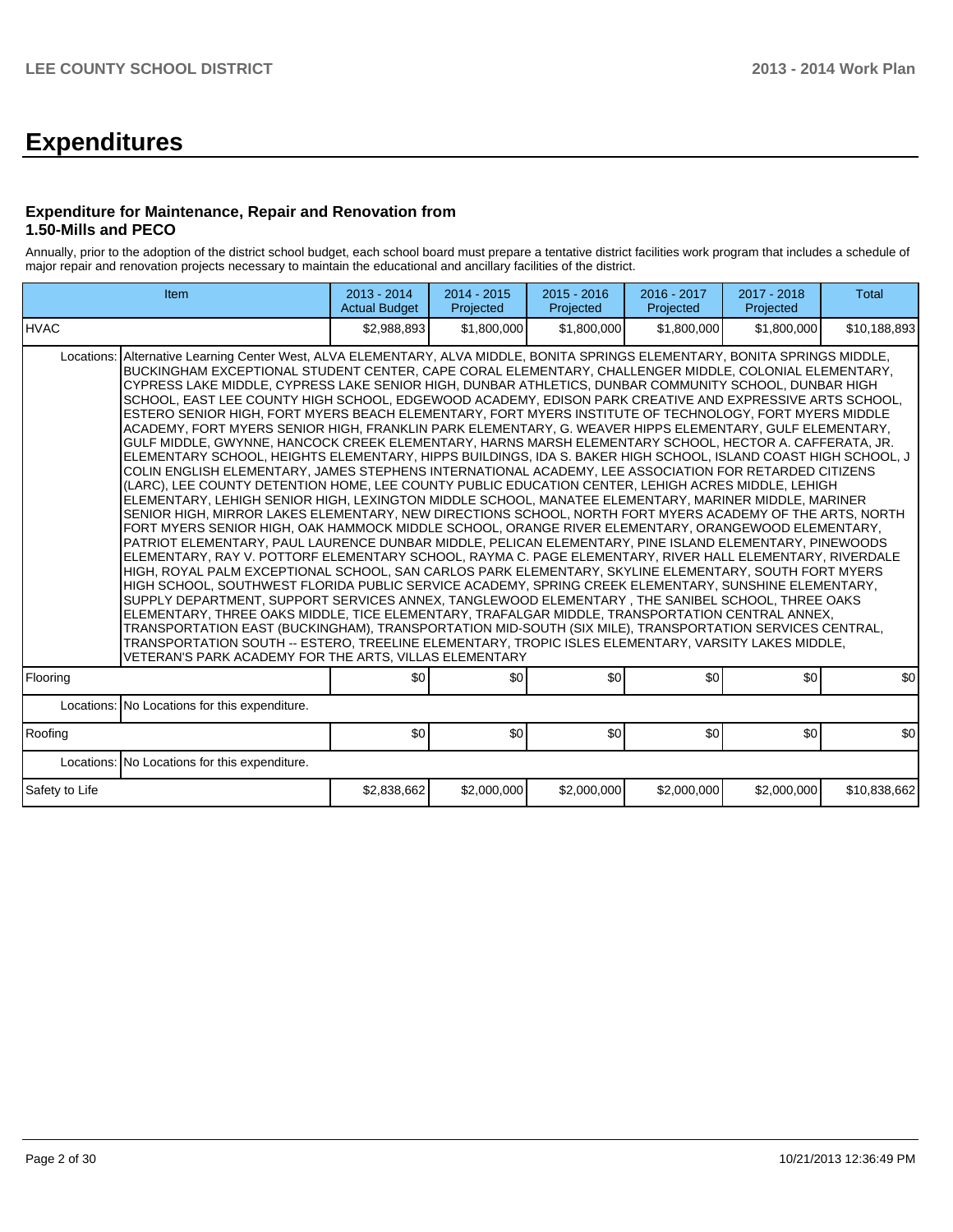# Expenditures

### Expenditure for Maintenance, Repair and Renovation from 1.50-Mills and PECO

Annually, prior to the adoption of the district school budget, each school board must prepare a tentative district facilities work program that includes a schedule of major repair and renovation projects necessary to maintain the educational and ancillary facilities of the district.

| Item | | 2013 - 2014 Actual Budget | 2014 - 2015 Projected | 2015 - 2016 Projected | 2016 - 2017 Projected | 2017 - 2018 Projected | Total |
|---|---|---|---|---|---|---|---|
| HVAC | | $2,988,893 | $1,800,000 | $1,800,000 | $1,800,000 | $1,800,000 | $10,188,893 |
| Locations: | Alternative Learning Center West, ALVA ELEMENTARY, ALVA MIDDLE, BONITA SPRINGS ELEMENTARY, BONITA SPRINGS MIDDLE, BUCKINGHAM EXCEPTIONAL STUDENT CENTER, CAPE CORAL ELEMENTARY, CHALLENGER MIDDLE, COLONIAL ELEMENTARY, CYPRESS LAKE MIDDLE, CYPRESS LAKE SENIOR HIGH, DUNBAR ATHLETICS, DUNBAR COMMUNITY SCHOOL, DUNBAR HIGH SCHOOL, EAST LEE COUNTY HIGH SCHOOL, EDGEWOOD ACADEMY, EDISON PARK CREATIVE AND EXPRESSIVE ARTS SCHOOL, ESTERO SENIOR HIGH, FORT MYERS BEACH ELEMENTARY, FORT MYERS INSTITUTE OF TECHNOLOGY, FORT MYERS MIDDLE ACADEMY, FORT MYERS SENIOR HIGH, FRANKLIN PARK ELEMENTARY, G. WEAVER HIPPS ELEMENTARY, GULF ELEMENTARY, GULF MIDDLE, GWYNNE, HANCOCK CREEK ELEMENTARY, HARNS MARSH ELEMENTARY SCHOOL, HECTOR A. CAFFERATA, JR. ELEMENTARY SCHOOL, HEIGHTS ELEMENTARY, HIPPS BUILDINGS, IDA S. BAKER HIGH SCHOOL, ISLAND COAST HIGH SCHOOL, J COLIN ENGLISH ELEMENTARY, JAMES STEPHENS INTERNATIONAL ACADEMY, LEE ASSOCIATION FOR RETARDED CITIZENS (LARC), LEE COUNTY DETENTION HOME, LEE COUNTY PUBLIC EDUCATION CENTER, LEHIGH ACRES MIDDLE, LEHIGH ELEMENTARY, LEHIGH SENIOR HIGH, LEXINGTON MIDDLE SCHOOL, MANATEE ELEMENTARY, MARINER MIDDLE, MARINER SENIOR HIGH, MIRROR LAKES ELEMENTARY, NEW DIRECTIONS SCHOOL, NORTH FORT MYERS ACADEMY OF THE ARTS, NORTH FORT MYERS SENIOR HIGH, OAK HAMMOCK MIDDLE SCHOOL, ORANGE RIVER ELEMENTARY, ORANGEWOOD ELEMENTARY, PATRIOT ELEMENTARY, PAUL LAURENCE DUNBAR MIDDLE, PELICAN ELEMENTARY, PINE ISLAND ELEMENTARY, PINEWOODS ELEMENTARY, RAY V. POTTORF ELEMENTARY SCHOOL, RAYMA C. PAGE ELEMENTARY, RIVER HALL ELEMENTARY, RIVERDALE HIGH, ROYAL PALM EXCEPTIONAL SCHOOL, SAN CARLOS PARK ELEMENTARY, SKYLINE ELEMENTARY, SOUTH FORT MYERS HIGH SCHOOL, SOUTHWEST FLORIDA PUBLIC SERVICE ACADEMY, SPRING CREEK ELEMENTARY, SUNSHINE ELEMENTARY, SUPPLY DEPARTMENT, SUPPORT SERVICES ANNEX, TANGLEWOOD ELEMENTARY , THE SANIBEL SCHOOL, THREE OAKS ELEMENTARY, THREE OAKS MIDDLE, TICE ELEMENTARY, TRAFALGAR MIDDLE, TRANSPORTATION CENTRAL ANNEX, TRANSPORTATION EAST (BUCKINGHAM), TRANSPORTATION MID-SOUTH (SIX MILE), TRANSPORTATION SERVICES CENTRAL, TRANSPORTATION SOUTH -- ESTERO, TREELINE ELEMENTARY, TROPIC ISLES ELEMENTARY, VARSITY LAKES MIDDLE, VETERAN'S PARK ACADEMY FOR THE ARTS, VILLAS ELEMENTARY | | | | | | |
| Flooring | | $0 | $0 | $0 | $0 | $0 | $0 |
| Locations: | No Locations for this expenditure. | | | | | | |
| Roofing | | $0 | $0 | $0 | $0 | $0 | $0 |
| Locations: | No Locations for this expenditure. | | | | | | |
| Safety to Life | | $2,838,662 | $2,000,000 | $2,000,000 | $2,000,000 | $2,000,000 | $10,838,662 |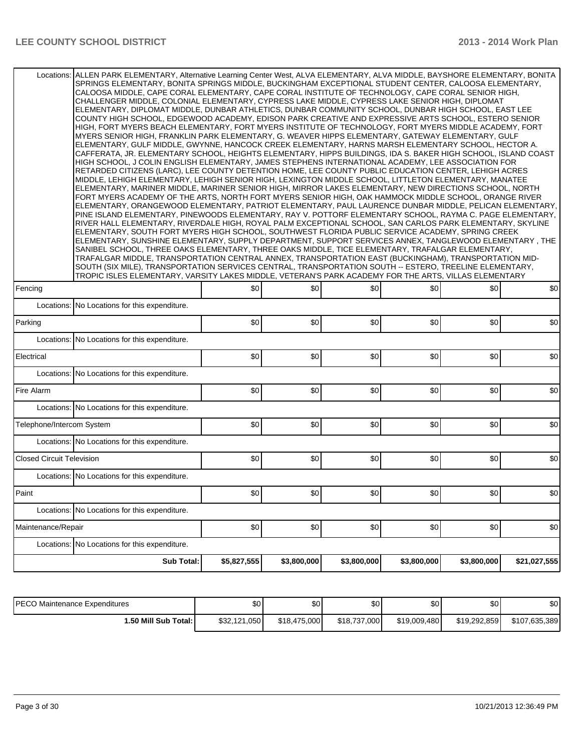| | | | | | | | |
|---|---|---|---|---|---|---|---|
| Locations: | ALLEN PARK ELEMENTARY, Alternative Learning Center West, ALVA ELEMENTARY, ALVA MIDDLE, BAYSHORE ELEMENTARY, BONITA SPRINGS ELEMENTARY, BONITA SPRINGS MIDDLE, BUCKINGHAM EXCEPTIONAL STUDENT CENTER, CALOOSA ELEMENTARY, CALOOSA MIDDLE, CAPE CORAL ELEMENTARY, CAPE CORAL INSTITUTE OF TECHNOLOGY, CAPE CORAL SENIOR HIGH, CHALLENGER MIDDLE, COLONIAL ELEMENTARY, CYPRESS LAKE MIDDLE, CYPRESS LAKE SENIOR HIGH, DIPLOMAT ELEMENTARY, DIPLOMAT MIDDLE, DUNBAR ATHLETICS, DUNBAR COMMUNITY SCHOOL, DUNBAR HIGH SCHOOL, EAST LEE COUNTY HIGH SCHOOL, EDGEWOOD ACADEMY, EDISON PARK CREATIVE AND EXPRESSIVE ARTS SCHOOL, ESTERO SENIOR HIGH, FORT MYERS BEACH ELEMENTARY, FORT MYERS INSTITUTE OF TECHNOLOGY, FORT MYERS MIDDLE ACADEMY, FORT MYERS SENIOR HIGH, FRANKLIN PARK ELEMENTARY, G. WEAVER HIPPS ELEMENTARY, GATEWAY ELEMENTARY, GULF ELEMENTARY, GULF MIDDLE, GWYNNE, HANCOCK CREEK ELEMENTARY, HARNS MARSH ELEMENTARY SCHOOL, HECTOR A. CAFFERATA, JR. ELEMENTARY SCHOOL, HEIGHTS ELEMENTARY, HIPPS BUILDINGS, IDA S. BAKER HIGH SCHOOL, ISLAND COAST HIGH SCHOOL, J COLIN ENGLISH ELEMENTARY, JAMES STEPHENS INTERNATIONAL ACADEMY, LEE ASSOCIATION FOR RETARDED CITIZENS (LARC), LEE COUNTY DETENTION HOME, LEE COUNTY PUBLIC EDUCATION CENTER, LEHIGH ACRES MIDDLE, LEHIGH ELEMENTARY, LEHIGH SENIOR HIGH, LEXINGTON MIDDLE SCHOOL, LITTLETON ELEMENTARY, MANATEE ELEMENTARY, MARINER MIDDLE, MARINER SENIOR HIGH, MIRROR LAKES ELEMENTARY, NEW DIRECTIONS SCHOOL, NORTH FORT MYERS ACADEMY OF THE ARTS, NORTH FORT MYERS SENIOR HIGH, OAK HAMMOCK MIDDLE SCHOOL, ORANGE RIVER ELEMENTARY, ORANGEWOOD ELEMENTARY, PATRIOT ELEMENTARY, PAUL LAURENCE DUNBAR MIDDLE, PELICAN ELEMENTARY, PINE ISLAND ELEMENTARY, PINEWOODS ELEMENTARY, RAY V. POTTORF ELEMENTARY SCHOOL, RAYMA C. PAGE ELEMENTARY, RIVER HALL ELEMENTARY, RIVERDALE HIGH, ROYAL PALM EXCEPTIONAL SCHOOL, SAN CARLOS PARK ELEMENTARY, SKYLINE ELEMENTARY, SOUTH FORT MYERS HIGH SCHOOL, SOUTHWEST FLORIDA PUBLIC SERVICE ACADEMY, SPRING CREEK ELEMENTARY, SUNSHINE ELEMENTARY, SUPPLY DEPARTMENT, SUPPORT SERVICES ANNEX, TANGLEWOOD ELEMENTARY , THE SANIBEL SCHOOL, THREE OAKS ELEMENTARY, THREE OAKS MIDDLE, TICE ELEMENTARY, TRAFALGAR ELEMENTARY, TRAFALGAR MIDDLE, TRANSPORTATION CENTRAL ANNEX, TRANSPORTATION EAST (BUCKINGHAM), TRANSPORTATION MID-SOUTH (SIX MILE), TRANSPORTATION SERVICES CENTRAL, TRANSPORTATION SOUTH -- ESTERO, TREELINE ELEMENTARY, TROPIC ISLES ELEMENTARY, VARSITY LAKES MIDDLE, VETERAN'S PARK ACADEMY FOR THE ARTS, VILLAS ELEMENTARY | | | | | | |
| Fencing | | $0 | $0 | $0 | $0 | $0 | $0 |
| Locations: | No Locations for this expenditure. | | | | | | |
| Parking | | $0 | $0 | $0 | $0 | $0 | $0 |
| Locations: | No Locations for this expenditure. | | | | | | |
| Electrical | | $0 | $0 | $0 | $0 | $0 | $0 |
| Locations: | No Locations for this expenditure. | | | | | | |
| Fire Alarm | | $0 | $0 | $0 | $0 | $0 | $0 |
| Locations: | No Locations for this expenditure. | | | | | | |
| Telephone/Intercom System | | $0 | $0 | $0 | $0 | $0 | $0 |
| Locations: | No Locations for this expenditure. | | | | | | |
| Closed Circuit Television | | $0 | $0 | $0 | $0 | $0 | $0 |
| Locations: | No Locations for this expenditure. | | | | | | |
| Paint | | $0 | $0 | $0 | $0 | $0 | $0 |
| Locations: | No Locations for this expenditure. | | | | | | |
| Maintenance/Repair | | $0 | $0 | $0 | $0 | $0 | $0 |
| Locations: | No Locations for this expenditure. | | | | | | |
| | **Sub Total:** | **$5,827,555** | **$3,800,000** | **$3,800,000** | **$3,800,000** | **$3,800,000** | **$21,027,555** |

| | | | | | | |
|---|---|---|---|---|---|---|
| PECO Maintenance Expenditures | $0 | $0 | $0 | $0 | $0 | $0 |
| **1.50 Mill Sub Total:** | $32,121,050 | $18,475,000 | $18,737,000 | $19,009,480 | $19,292,859 | $107,635,389 |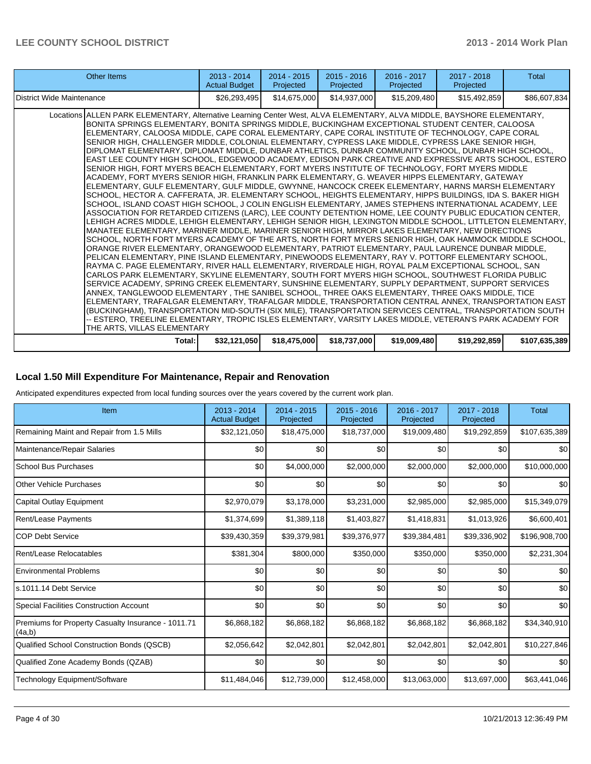| Other Items | 2013 - 2014 Actual Budget | 2014 - 2015 Projected | 2015 - 2016 Projected | 2016 - 2017 Projected | 2017 - 2018 Projected | Total |
|---|---|---|---|---|---|---|
| District Wide Maintenance | $26,293,495 | $14,675,000 | $14,937,000 | $15,209,480 | $15,492,859 | $86,607,834 |
| Locations | ALLEN PARK ELEMENTARY, Alternative Learning Center West, ALVA ELEMENTARY, ALVA MIDDLE, BAYSHORE ELEMENTARY, BONITA SPRINGS ELEMENTARY, BONITA SPRINGS MIDDLE, BUCKINGHAM EXCEPTIONAL STUDENT CENTER, CALOOSA ELEMENTARY, CALOOSA MIDDLE, CAPE CORAL ELEMENTARY, CAPE CORAL INSTITUTE OF TECHNOLOGY, CAPE CORAL SENIOR HIGH, CHALLENGER MIDDLE, COLONIAL ELEMENTARY, CYPRESS LAKE MIDDLE, CYPRESS LAKE SENIOR HIGH, DIPLOMAT ELEMENTARY, DIPLOMAT MIDDLE, DUNBAR ATHLETICS, DUNBAR COMMUNITY SCHOOL, DUNBAR HIGH SCHOOL, EAST LEE COUNTY HIGH SCHOOL, EDGEWOOD ACADEMY, EDISON PARK CREATIVE AND EXPRESSIVE ARTS SCHOOL, ESTERO SENIOR HIGH, FORT MYERS BEACH ELEMENTARY, FORT MYERS INSTITUTE OF TECHNOLOGY, FORT MYERS MIDDLE ACADEMY, FORT MYERS SENIOR HIGH, FRANKLIN PARK ELEMENTARY, G. WEAVER HIPPS ELEMENTARY, GATEWAY ELEMENTARY, GULF ELEMENTARY, GULF MIDDLE, GWYNNE, HANCOCK CREEK ELEMENTARY, HARNS MARSH ELEMENTARY SCHOOL, HECTOR A. CAFFERATA, JR. ELEMENTARY SCHOOL, HEIGHTS ELEMENTARY, HIPPS BUILDINGS, IDA S. BAKER HIGH SCHOOL, ISLAND COAST HIGH SCHOOL, J COLIN ENGLISH ELEMENTARY, JAMES STEPHENS INTERNATIONAL ACADEMY, LEE ASSOCIATION FOR RETARDED CITIZENS (LARC), LEE COUNTY DETENTION HOME, LEE COUNTY PUBLIC EDUCATION CENTER, LEHIGH ACRES MIDDLE, LEHIGH ELEMENTARY, LEHIGH SENIOR HIGH, LEXINGTON MIDDLE SCHOOL, LITTLETON ELEMENTARY, MANATEE ELEMENTARY, MARINER MIDDLE, MARINER SENIOR HIGH, MIRROR LAKES ELEMENTARY, NEW DIRECTIONS SCHOOL, NORTH FORT MYERS ACADEMY OF THE ARTS, NORTH FORT MYERS SENIOR HIGH, OAK HAMMOCK MIDDLE SCHOOL, ORANGE RIVER ELEMENTARY, ORANGEWOOD ELEMENTARY, PATRIOT ELEMENTARY, PAUL LAURENCE DUNBAR MIDDLE, PELICAN ELEMENTARY, PINE ISLAND ELEMENTARY, PINEWOODS ELEMENTARY, RAY V. POTTORF ELEMENTARY SCHOOL, RAYMA C. PAGE ELEMENTARY, RIVER HALL ELEMENTARY, RIVERDALE HIGH, ROYAL PALM EXCEPTIONAL SCHOOL, SAN CARLOS PARK ELEMENTARY, SKYLINE ELEMENTARY, SOUTH FORT MYERS HIGH SCHOOL, SOUTHWEST FLORIDA PUBLIC SERVICE ACADEMY, SPRING CREEK ELEMENTARY, SUNSHINE ELEMENTARY, SUPPLY DEPARTMENT, SUPPORT SERVICES ANNEX, TANGLEWOOD ELEMENTARY , THE SANIBEL SCHOOL, THREE OAKS ELEMENTARY, THREE OAKS MIDDLE, TICE ELEMENTARY, TRAFALGAR ELEMENTARY, TRAFALGAR MIDDLE, TRANSPORTATION CENTRAL ANNEX, TRANSPORTATION EAST (BUCKINGHAM), TRANSPORTATION MID-SOUTH (SIX MILE), TRANSPORTATION SERVICES CENTRAL, TRANSPORTATION SOUTH -- ESTERO, TREELINE ELEMENTARY, TROPIC ISLES ELEMENTARY, VARSITY LAKES MIDDLE, VETERAN'S PARK ACADEMY FOR THE ARTS, VILLAS ELEMENTARY | | | | | |
| **Total:** | **$32,121,050** | **$18,475,000** | **$18,737,000** | **$19,009,480** | **$19,292,859** | **$107,635,389** |

## Local 1.50 Mill Expenditure For Maintenance, Repair and Renovation

Anticipated expenditures expected from local funding sources over the years covered by the current work plan.

| Item | 2013 - 2014 Actual Budget | 2014 - 2015 Projected | 2015 - 2016 Projected | 2016 - 2017 Projected | 2017 - 2018 Projected | Total |
|---|---|---|---|---|---|---|
| Remaining Maint and Repair from 1.5 Mills | $32,121,050 | $18,475,000 | $18,737,000 | $19,009,480 | $19,292,859 | $107,635,389 |
| Maintenance/Repair Salaries | $0 | $0 | $0 | $0 | $0 | $0 |
| School Bus Purchases | $0 | $4,000,000 | $2,000,000 | $2,000,000 | $2,000,000 | $10,000,000 |
| Other Vehicle Purchases | $0 | $0 | $0 | $0 | $0 | $0 |
| Capital Outlay Equipment | $2,970,079 | $3,178,000 | $3,231,000 | $2,985,000 | $2,985,000 | $15,349,079 |
| Rent/Lease Payments | $1,374,699 | $1,389,118 | $1,403,827 | $1,418,831 | $1,013,926 | $6,600,401 |
| COP Debt Service | $39,430,359 | $39,379,981 | $39,376,977 | $39,384,481 | $39,336,902 | $196,908,700 |
| Rent/Lease Relocatables | $381,304 | $800,000 | $350,000 | $350,000 | $350,000 | $2,231,304 |
| Environmental Problems | $0 | $0 | $0 | $0 | $0 | $0 |
| s.1011.14 Debt Service | $0 | $0 | $0 | $0 | $0 | $0 |
| Special Facilities Construction Account | $0 | $0 | $0 | $0 | $0 | $0 |
| Premiums for Property Casualty Insurance - 1011.71 (4a,b) | $6,868,182 | $6,868,182 | $6,868,182 | $6,868,182 | $6,868,182 | $34,340,910 |
| Qualified School Construction Bonds (QSCB) | $2,056,642 | $2,042,801 | $2,042,801 | $2,042,801 | $2,042,801 | $10,227,846 |
| Qualified Zone Academy Bonds (QZAB) | $0 | $0 | $0 | $0 | $0 | $0 |
| Technology Equipment/Software | $11,484,046 | $12,739,000 | $12,458,000 | $13,063,000 | $13,697,000 | $63,441,046 |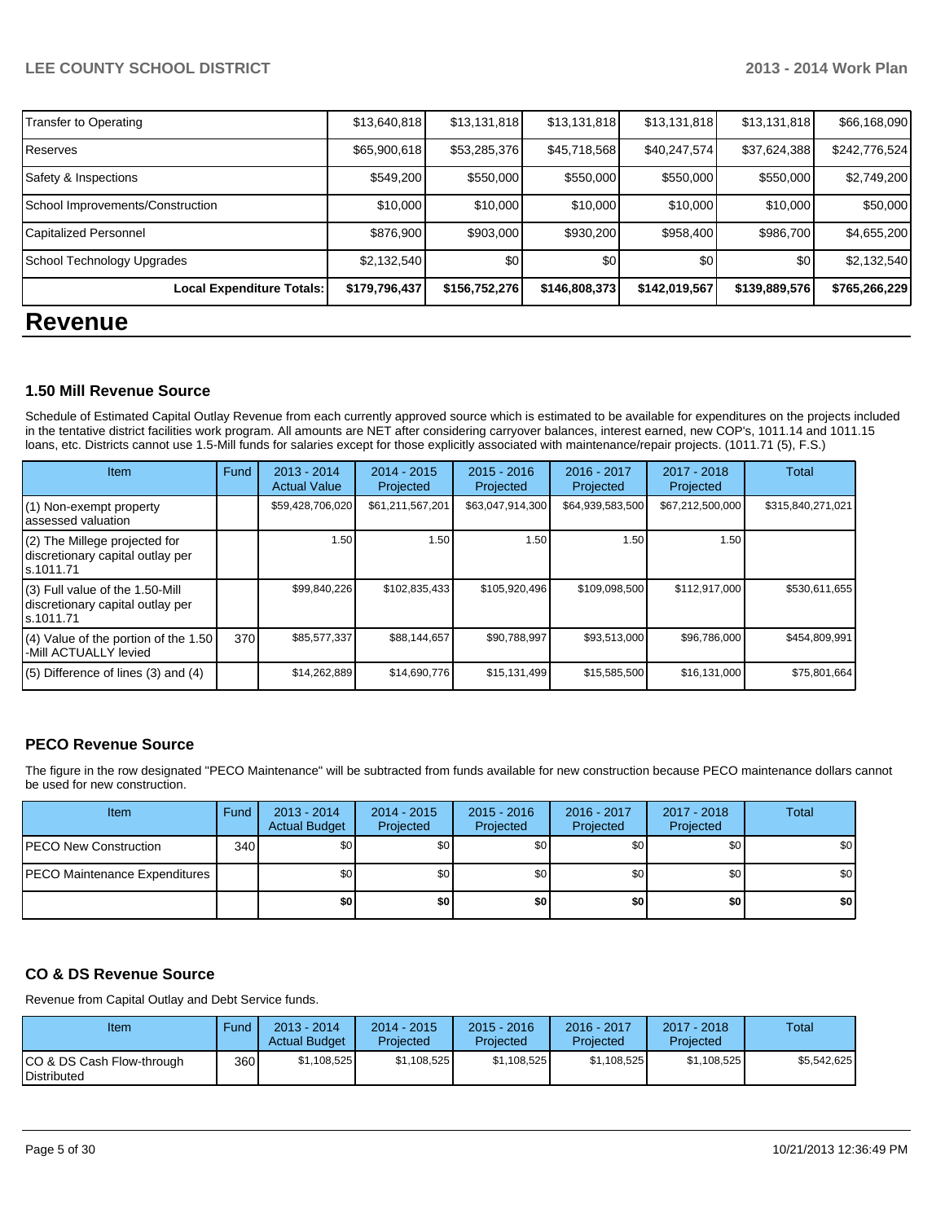| Transfer to Operating | $13,640,818 | $13,131,818 | $13,131,818 | $13,131,818 | $13,131,818 | $66,168,090 |
|---|---|---|---|---|---|---|
| Reserves | $65,900,618 | $53,285,376 | $45,718,568 | $40,247,574 | $37,624,388 | $242,776,524 |
| Safety & Inspections | $549,200 | $550,000 | $550,000 | $550,000 | $550,000 | $2,749,200 |
| School Improvements/Construction | $10,000 | $10,000 | $10,000 | $10,000 | $10,000 | $50,000 |
| Capitalized Personnel | $876,900 | $903,000 | $930,200 | $958,400 | $986,700 | $4,655,200 |
| School Technology Upgrades | $2,132,540 | $0 | $0 | $0 | $0 | $2,132,540 |
| **Local Expenditure Totals:** | **$179,796,437** | **$156,752,276** | **$146,808,373** | **$142,019,567** | **$139,889,576** | **$765,266,229** |

# Revenue

### 1.50 Mill Revenue Source

Schedule of Estimated Capital Outlay Revenue from each currently approved source which is estimated to be available for expenditures on the projects included in the tentative district facilities work program. All amounts are NET after considering carryover balances, interest earned, new COP's, 1011.14 and 1011.15 loans, etc. Districts cannot use 1.5-Mill funds for salaries except for those explicitly associated with maintenance/repair projects. (1011.71 (5), F.S.)

| Item | Fund | 2013 - 2014 Actual Value | 2014 - 2015 Projected | 2015 - 2016 Projected | 2016 - 2017 Projected | 2017 - 2018 Projected | Total |
|---|---|---|---|---|---|---|---|
| (1) Non-exempt property assessed valuation | | $59,428,706,020 | $61,211,567,201 | $63,047,914,300 | $64,939,583,500 | $67,212,500,000 | $315,840,271,021 |
| (2) The Millege projected for discretionary capital outlay per s.1011.71 | | 1.50 | 1.50 | 1.50 | 1.50 | 1.50 | |
| (3) Full value of the 1.50-Mill discretionary capital outlay per s.1011.71 | | $99,840,226 | $102,835,433 | $105,920,496 | $109,098,500 | $112,917,000 | $530,611,655 |
| (4) Value of the portion of the 1.50 -Mill ACTUALLY levied | 370 | $85,577,337 | $88,144,657 | $90,788,997 | $93,513,000 | $96,786,000 | $454,809,991 |
| (5) Difference of lines (3) and (4) | | $14,262,889 | $14,690,776 | $15,131,499 | $15,585,500 | $16,131,000 | $75,801,664 |

### PECO Revenue Source

The figure in the row designated "PECO Maintenance" will be subtracted from funds available for new construction because PECO maintenance dollars cannot be used for new construction.

| Item | Fund | 2013 - 2014 Actual Budget | 2014 - 2015 Projected | 2015 - 2016 Projected | 2016 - 2017 Projected | 2017 - 2018 Projected | Total |
|---|---|---|---|---|---|---|---|
| PECO New Construction | 340 | $0 | $0 | $0 | $0 | $0 | $0 |
| PECO Maintenance Expenditures | | $0 | $0 | $0 | $0 | $0 | $0 |
| | | **$0** | **$0** | **$0** | **$0** | **$0** | **$0** |

### CO & DS Revenue Source

Revenue from Capital Outlay and Debt Service funds.

| Item | Fund | 2013 - 2014 Actual Budget | 2014 - 2015 Projected | 2015 - 2016 Projected | 2016 - 2017 Projected | 2017 - 2018 Projected | Total |
|---|---|---|---|---|---|---|---|
| CO & DS Cash Flow-through Distributed | 360 | $1,108,525 | $1,108,525 | $1,108,525 | $1,108,525 | $1,108,525 | $5,542,625 |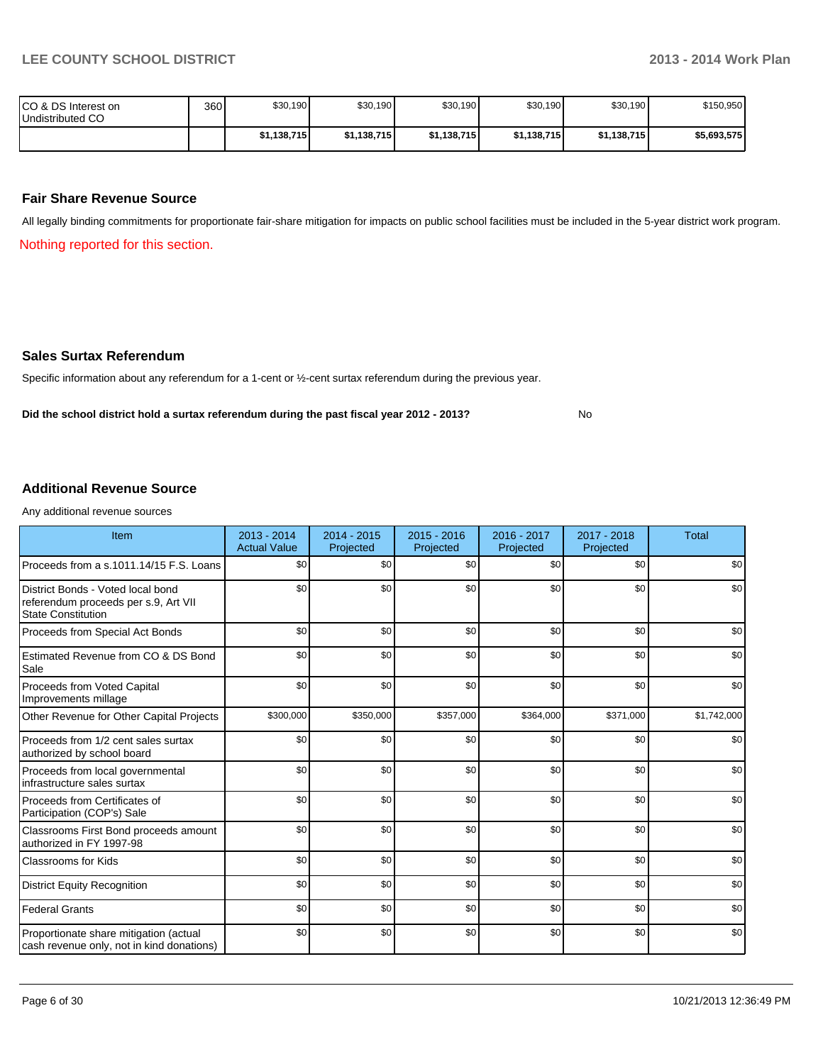| | | | | | | | |
|---|---|---|---|---|---|---|---|
| CO & DS Interest on Undistributed CO | 360 | $30,190 | $30,190 | $30,190 | $30,190 | $30,190 | $150,950 |
| | | **$1,138,715** | **$1,138,715** | **$1,138,715** | **$1,138,715** | **$1,138,715** | **$5,693,575** |

## Fair Share Revenue Source

All legally binding commitments for proportionate fair-share mitigation for impacts on public school facilities must be included in the 5-year district work program.

Nothing reported for this section.

## Sales Surtax Referendum

Specific information about any referendum for a 1-cent or ½-cent surtax referendum during the previous year.

**Did the school district hold a surtax referendum during the past fiscal year 2012 - 2013?** No

## Additional Revenue Source

Any additional revenue sources

| Item | 2013 - 2014 Actual Value | 2014 - 2015 Projected | 2015 - 2016 Projected | 2016 - 2017 Projected | 2017 - 2018 Projected | Total |
|---|---|---|---|---|---|---|
| Proceeds from a s.1011.14/15 F.S. Loans | $0 | $0 | $0 | $0 | $0 | $0 |
| District Bonds - Voted local bond referendum proceeds per s.9, Art VII State Constitution | $0 | $0 | $0 | $0 | $0 | $0 |
| Proceeds from Special Act Bonds | $0 | $0 | $0 | $0 | $0 | $0 |
| Estimated Revenue from CO & DS Bond Sale | $0 | $0 | $0 | $0 | $0 | $0 |
| Proceeds from Voted Capital Improvements millage | $0 | $0 | $0 | $0 | $0 | $0 |
| Other Revenue for Other Capital Projects | $300,000 | $350,000 | $357,000 | $364,000 | $371,000 | $1,742,000 |
| Proceeds from 1/2 cent sales surtax authorized by school board | $0 | $0 | $0 | $0 | $0 | $0 |
| Proceeds from local governmental infrastructure sales surtax | $0 | $0 | $0 | $0 | $0 | $0 |
| Proceeds from Certificates of Participation (COP's) Sale | $0 | $0 | $0 | $0 | $0 | $0 |
| Classrooms First Bond proceeds amount authorized in FY 1997-98 | $0 | $0 | $0 | $0 | $0 | $0 |
| Classrooms for Kids | $0 | $0 | $0 | $0 | $0 | $0 |
| District Equity Recognition | $0 | $0 | $0 | $0 | $0 | $0 |
| Federal Grants | $0 | $0 | $0 | $0 | $0 | $0 |
| Proportionate share mitigation (actual cash revenue only, not in kind donations) | $0 | $0 | $0 | $0 | $0 | $0 |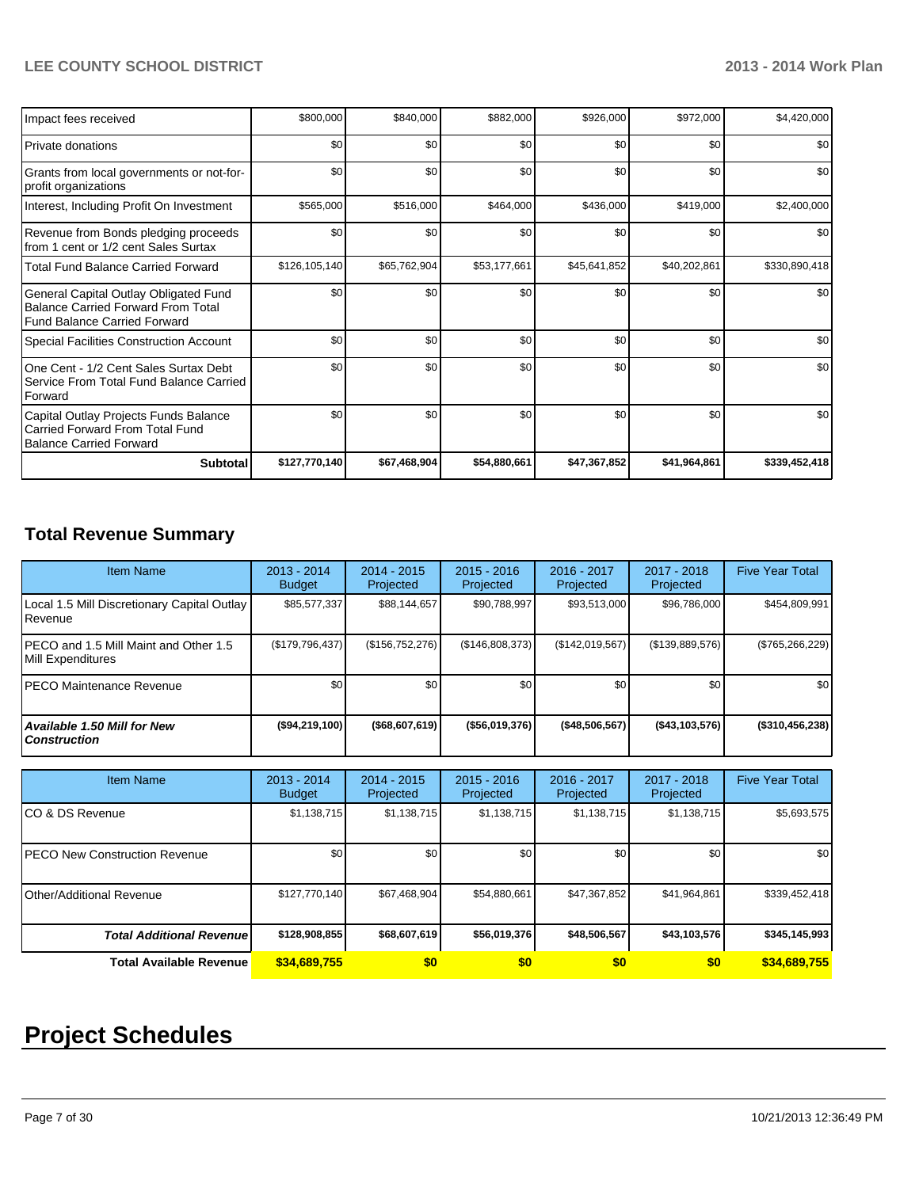| | | | | | | |
|---|---|---|---|---|---|---|
| Impact fees received | $800,000 | $840,000 | $882,000 | $926,000 | $972,000 | $4,420,000 |
| Private donations | $0 | $0 | $0 | $0 | $0 | $0 |
| Grants from local governments or not-for-profit organizations | $0 | $0 | $0 | $0 | $0 | $0 |
| Interest, Including Profit On Investment | $565,000 | $516,000 | $464,000 | $436,000 | $419,000 | $2,400,000 |
| Revenue from Bonds pledging proceeds from 1 cent or 1/2 cent Sales Surtax | $0 | $0 | $0 | $0 | $0 | $0 |
| Total Fund Balance Carried Forward | $126,105,140 | $65,762,904 | $53,177,661 | $45,641,852 | $40,202,861 | $330,890,418 |
| General Capital Outlay Obligated Fund Balance Carried Forward From Total Fund Balance Carried Forward | $0 | $0 | $0 | $0 | $0 | $0 |
| Special Facilities Construction Account | $0 | $0 | $0 | $0 | $0 | $0 |
| One Cent - 1/2 Cent Sales Surtax Debt Service From Total Fund Balance Carried Forward | $0 | $0 | $0 | $0 | $0 | $0 |
| Capital Outlay Projects Funds Balance Carried Forward From Total Fund Balance Carried Forward | $0 | $0 | $0 | $0 | $0 | $0 |
| **Subtotal** | **$127,770,140** | **$67,468,904** | **$54,880,661** | **$47,367,852** | **$41,964,861** | **$339,452,418** |

## Total Revenue Summary

| Item Name | 2013 - 2014 Budget | 2014 - 2015 Projected | 2015 - 2016 Projected | 2016 - 2017 Projected | 2017 - 2018 Projected | Five Year Total |
|---|---|---|---|---|---|---|
| Local 1.5 Mill Discretionary Capital Outlay Revenue | $85,577,337 | $88,144,657 | $90,788,997 | $93,513,000 | $96,786,000 | $454,809,991 |
| PECO and 1.5 Mill Maint and Other 1.5 Mill Expenditures | ($179,796,437) | ($156,752,276) | ($146,808,373) | ($142,019,567) | ($139,889,576) | ($765,266,229) |
| PECO Maintenance Revenue | $0 | $0 | $0 | $0 | $0 | $0 |
| ***Available 1.50 Mill for New Construction*** | **($94,219,100)** | **($68,607,619)** | **($56,019,376)** | **($48,506,567)** | **($43,103,576)** | **($310,456,238)** |

| Item Name | 2013 - 2014 Budget | 2014 - 2015 Projected | 2015 - 2016 Projected | 2016 - 2017 Projected | 2017 - 2018 Projected | Five Year Total |
|---|---|---|---|---|---|---|
| CO & DS Revenue | $1,138,715 | $1,138,715 | $1,138,715 | $1,138,715 | $1,138,715 | $5,693,575 |
| PECO New Construction Revenue | $0 | $0 | $0 | $0 | $0 | $0 |
| Other/Additional Revenue | $127,770,140 | $67,468,904 | $54,880,661 | $47,367,852 | $41,964,861 | $339,452,418 |
| ***Total Additional Revenue*** | **$128,908,855** | **$68,607,619** | **$56,019,376** | **$48,506,567** | **$43,103,576** | **$345,145,993** |
| **Total Available Revenue** | **$34,689,755** | **$0** | **$0** | **$0** | **$0** | **$34,689,755** |

# Project Schedules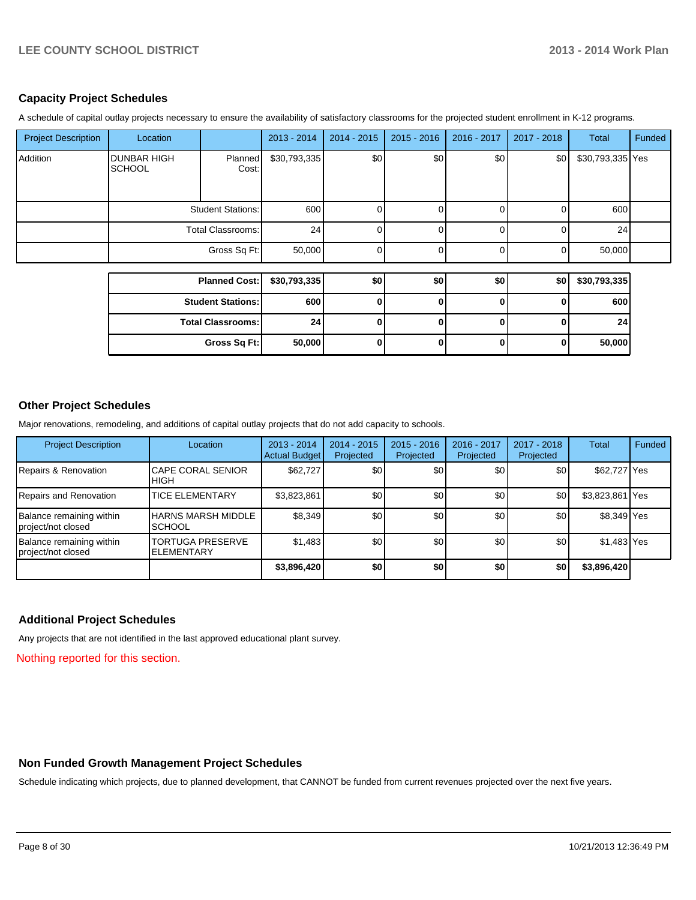## Capacity Project Schedules

A schedule of capital outlay projects necessary to ensure the availability of satisfactory classrooms for the projected student enrollment in K-12 programs.

| Project Description | Location | | 2013 - 2014 | 2014 - 2015 | 2015 - 2016 | 2016 - 2017 | 2017 - 2018 | Total | Funded |
|---|---|---|---|---|---|---|---|---|---|
| Addition | DUNBAR HIGH SCHOOL | Planned Cost: | $30,793,335 | $0 | $0 | $0 | $0 | $30,793,335 | Yes |
| | | Student Stations: | 600 | 0 | 0 | 0 | 0 | 600 | |
| | | Total Classrooms: | 24 | 0 | 0 | 0 | 0 | 24 | |
| | | Gross Sq Ft: | 50,000 | 0 | 0 | 0 | 0 | 50,000 | |

| | 2013 - 2014 | 2014 - 2015 | 2015 - 2016 | 2016 - 2017 | 2017 - 2018 | Total |
|---|---|---|---|---|---|---|
| **Planned Cost:** | **$30,793,335** | **$0** | **$0** | **$0** | **$0** | **$30,793,335** |
| **Student Stations:** | **600** | **0** | **0** | **0** | **0** | **600** |
| **Total Classrooms:** | **24** | **0** | **0** | **0** | **0** | **24** |
| **Gross Sq Ft:** | **50,000** | **0** | **0** | **0** | **0** | **50,000** |

## Other Project Schedules

Major renovations, remodeling, and additions of capital outlay projects that do not add capacity to schools.

| Project Description | Location | 2013 - 2014 Actual Budget | 2014 - 2015 Projected | 2015 - 2016 Projected | 2016 - 2017 Projected | 2017 - 2018 Projected | Total | Funded |
|---|---|---|---|---|---|---|---|---|
| Repairs & Renovation | CAPE CORAL SENIOR HIGH | $62,727 | $0 | $0 | $0 | $0 | $62,727 | Yes |
| Repairs and Renovation | TICE ELEMENTARY | $3,823,861 | $0 | $0 | $0 | $0 | $3,823,861 | Yes |
| Balance remaining within project/not closed | HARNS MARSH MIDDLE SCHOOL | $8,349 | $0 | $0 | $0 | $0 | $8,349 | Yes |
| Balance remaining within project/not closed | TORTUGA PRESERVE ELEMENTARY | $1,483 | $0 | $0 | $0 | $0 | $1,483 | Yes |
| | | **$3,896,420** | **$0** | **$0** | **$0** | **$0** | **$3,896,420** | |

## Additional Project Schedules

Any projects that are not identified in the last approved educational plant survey.

Nothing reported for this section.

## Non Funded Growth Management Project Schedules

Schedule indicating which projects, due to planned development, that CANNOT be funded from current revenues projected over the next five years.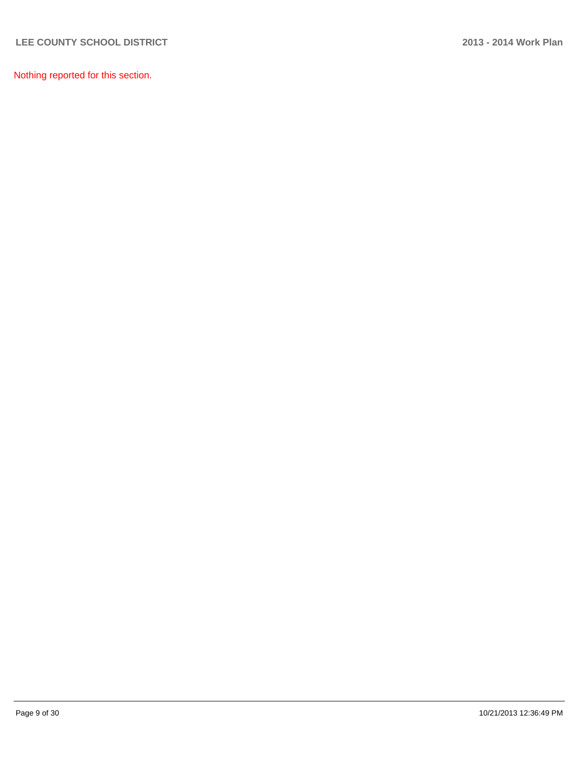Nothing reported for this section.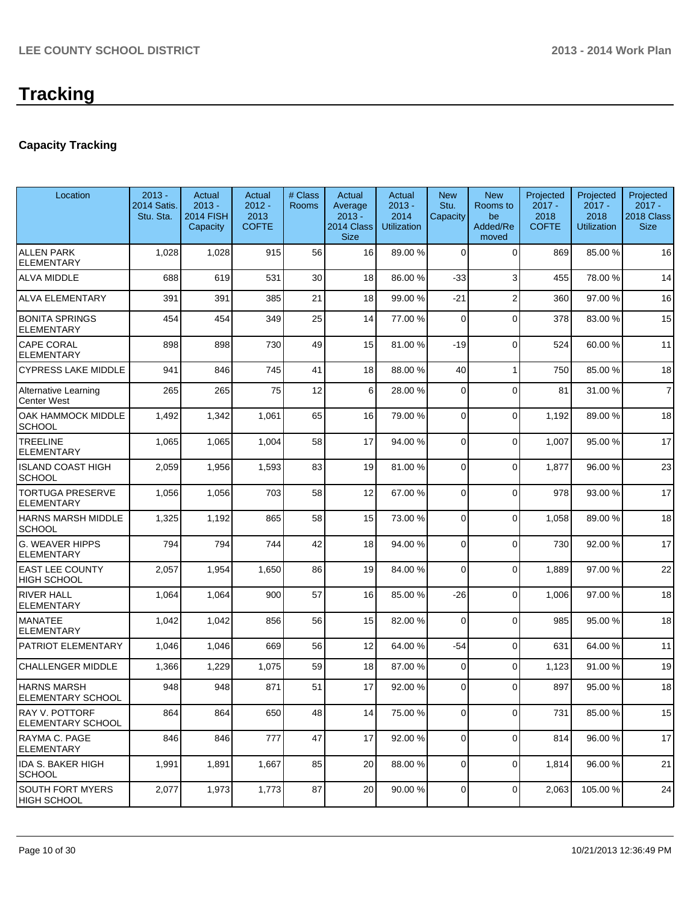# Tracking

## Capacity Tracking

| Location | 2013 - 2014 Satis. Stu. Sta. | Actual 2013 - 2014 FISH Capacity | Actual 2012 - 2013 COFTE | # Class Rooms | Actual Average 2013 - 2014 Class Size | Actual 2013 - 2014 Utilization | New Stu. Capacity | New Rooms to be Added/Removed | Projected 2017 - 2018 COFTE | Projected 2017 - 2018 Utilization | Projected 2017 - 2018 Class Size |
|---|---|---|---|---|---|---|---|---|---|---|---|
| ALLEN PARK ELEMENTARY | 1,028 | 1,028 | 915 | 56 | 16 | 89.00 % | 0 | 0 | 869 | 85.00 % | 16 |
| ALVA MIDDLE | 688 | 619 | 531 | 30 | 18 | 86.00 % | -33 | 3 | 455 | 78.00 % | 14 |
| ALVA ELEMENTARY | 391 | 391 | 385 | 21 | 18 | 99.00 % | -21 | 2 | 360 | 97.00 % | 16 |
| BONITA SPRINGS ELEMENTARY | 454 | 454 | 349 | 25 | 14 | 77.00 % | 0 | 0 | 378 | 83.00 % | 15 |
| CAPE CORAL ELEMENTARY | 898 | 898 | 730 | 49 | 15 | 81.00 % | -19 | 0 | 524 | 60.00 % | 11 |
| CYPRESS LAKE MIDDLE | 941 | 846 | 745 | 41 | 18 | 88.00 % | 40 | 1 | 750 | 85.00 % | 18 |
| Alternative Learning Center West | 265 | 265 | 75 | 12 | 6 | 28.00 % | 0 | 0 | 81 | 31.00 % | 7 |
| OAK HAMMOCK MIDDLE SCHOOL | 1,492 | 1,342 | 1,061 | 65 | 16 | 79.00 % | 0 | 0 | 1,192 | 89.00 % | 18 |
| TREELINE ELEMENTARY | 1,065 | 1,065 | 1,004 | 58 | 17 | 94.00 % | 0 | 0 | 1,007 | 95.00 % | 17 |
| ISLAND COAST HIGH SCHOOL | 2,059 | 1,956 | 1,593 | 83 | 19 | 81.00 % | 0 | 0 | 1,877 | 96.00 % | 23 |
| TORTUGA PRESERVE ELEMENTARY | 1,056 | 1,056 | 703 | 58 | 12 | 67.00 % | 0 | 0 | 978 | 93.00 % | 17 |
| HARNS MARSH MIDDLE SCHOOL | 1,325 | 1,192 | 865 | 58 | 15 | 73.00 % | 0 | 0 | 1,058 | 89.00 % | 18 |
| G. WEAVER HIPPS ELEMENTARY | 794 | 794 | 744 | 42 | 18 | 94.00 % | 0 | 0 | 730 | 92.00 % | 17 |
| EAST LEE COUNTY HIGH SCHOOL | 2,057 | 1,954 | 1,650 | 86 | 19 | 84.00 % | 0 | 0 | 1,889 | 97.00 % | 22 |
| RIVER HALL ELEMENTARY | 1,064 | 1,064 | 900 | 57 | 16 | 85.00 % | -26 | 0 | 1,006 | 97.00 % | 18 |
| MANATEE ELEMENTARY | 1,042 | 1,042 | 856 | 56 | 15 | 82.00 % | 0 | 0 | 985 | 95.00 % | 18 |
| PATRIOT ELEMENTARY | 1,046 | 1,046 | 669 | 56 | 12 | 64.00 % | -54 | 0 | 631 | 64.00 % | 11 |
| CHALLENGER MIDDLE | 1,366 | 1,229 | 1,075 | 59 | 18 | 87.00 % | 0 | 0 | 1,123 | 91.00 % | 19 |
| HARNS MARSH ELEMENTARY SCHOOL | 948 | 948 | 871 | 51 | 17 | 92.00 % | 0 | 0 | 897 | 95.00 % | 18 |
| RAY V. POTTORF ELEMENTARY SCHOOL | 864 | 864 | 650 | 48 | 14 | 75.00 % | 0 | 0 | 731 | 85.00 % | 15 |
| RAYMA C. PAGE ELEMENTARY | 846 | 846 | 777 | 47 | 17 | 92.00 % | 0 | 0 | 814 | 96.00 % | 17 |
| IDA S. BAKER HIGH SCHOOL | 1,991 | 1,891 | 1,667 | 85 | 20 | 88.00 % | 0 | 0 | 1,814 | 96.00 % | 21 |
| SOUTH FORT MYERS HIGH SCHOOL | 2,077 | 1,973 | 1,773 | 87 | 20 | 90.00 % | 0 | 0 | 2,063 | 105.00 % | 24 |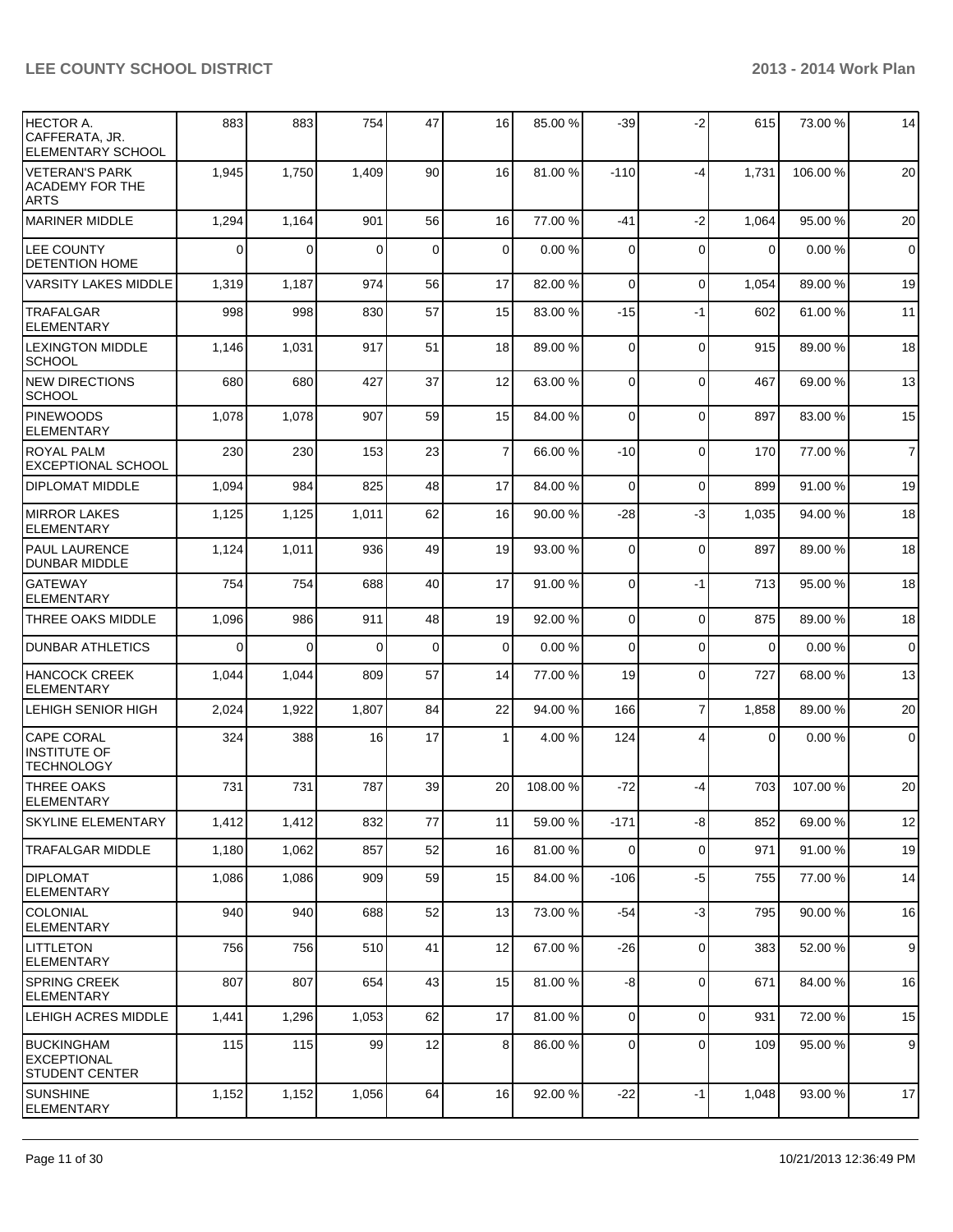| | | | | | | | | | | |
|---|---|---|---|---|---|---|---|---|---|---|
| HECTOR A. CAFFERATA, JR. ELEMENTARY SCHOOL | 883 | 883 | 754 | 47 | 16 | 85.00 % | -39 | -2 | 615 | 73.00 % | 14 |
| VETERAN'S PARK ACADEMY FOR THE ARTS | 1,945 | 1,750 | 1,409 | 90 | 16 | 81.00 % | -110 | -4 | 1,731 | 106.00 % | 20 |
| MARINER MIDDLE | 1,294 | 1,164 | 901 | 56 | 16 | 77.00 % | -41 | -2 | 1,064 | 95.00 % | 20 |
| LEE COUNTY DETENTION HOME | 0 | 0 | 0 | 0 | 0 | 0.00 % | 0 | 0 | 0 | 0.00 % | 0 |
| VARSITY LAKES MIDDLE | 1,319 | 1,187 | 974 | 56 | 17 | 82.00 % | 0 | 0 | 1,054 | 89.00 % | 19 |
| TRAFALGAR ELEMENTARY | 998 | 998 | 830 | 57 | 15 | 83.00 % | -15 | -1 | 602 | 61.00 % | 11 |
| LEXINGTON MIDDLE SCHOOL | 1,146 | 1,031 | 917 | 51 | 18 | 89.00 % | 0 | 0 | 915 | 89.00 % | 18 |
| NEW DIRECTIONS SCHOOL | 680 | 680 | 427 | 37 | 12 | 63.00 % | 0 | 0 | 467 | 69.00 % | 13 |
| PINEWOODS ELEMENTARY | 1,078 | 1,078 | 907 | 59 | 15 | 84.00 % | 0 | 0 | 897 | 83.00 % | 15 |
| ROYAL PALM EXCEPTIONAL SCHOOL | 230 | 230 | 153 | 23 | 7 | 66.00 % | -10 | 0 | 170 | 77.00 % | 7 |
| DIPLOMAT MIDDLE | 1,094 | 984 | 825 | 48 | 17 | 84.00 % | 0 | 0 | 899 | 91.00 % | 19 |
| MIRROR LAKES ELEMENTARY | 1,125 | 1,125 | 1,011 | 62 | 16 | 90.00 % | -28 | -3 | 1,035 | 94.00 % | 18 |
| PAUL LAURENCE DUNBAR MIDDLE | 1,124 | 1,011 | 936 | 49 | 19 | 93.00 % | 0 | 0 | 897 | 89.00 % | 18 |
| GATEWAY ELEMENTARY | 754 | 754 | 688 | 40 | 17 | 91.00 % | 0 | -1 | 713 | 95.00 % | 18 |
| THREE OAKS MIDDLE | 1,096 | 986 | 911 | 48 | 19 | 92.00 % | 0 | 0 | 875 | 89.00 % | 18 |
| DUNBAR ATHLETICS | 0 | 0 | 0 | 0 | 0 | 0.00 % | 0 | 0 | 0 | 0.00 % | 0 |
| HANCOCK CREEK ELEMENTARY | 1,044 | 1,044 | 809 | 57 | 14 | 77.00 % | 19 | 0 | 727 | 68.00 % | 13 |
| LEHIGH SENIOR HIGH | 2,024 | 1,922 | 1,807 | 84 | 22 | 94.00 % | 166 | 7 | 1,858 | 89.00 % | 20 |
| CAPE CORAL INSTITUTE OF TECHNOLOGY | 324 | 388 | 16 | 17 | 1 | 4.00 % | 124 | 4 | 0 | 0.00 % | 0 |
| THREE OAKS ELEMENTARY | 731 | 731 | 787 | 39 | 20 | 108.00 % | -72 | -4 | 703 | 107.00 % | 20 |
| SKYLINE ELEMENTARY | 1,412 | 1,412 | 832 | 77 | 11 | 59.00 % | -171 | -8 | 852 | 69.00 % | 12 |
| TRAFALGAR MIDDLE | 1,180 | 1,062 | 857 | 52 | 16 | 81.00 % | 0 | 0 | 971 | 91.00 % | 19 |
| DIPLOMAT ELEMENTARY | 1,086 | 1,086 | 909 | 59 | 15 | 84.00 % | -106 | -5 | 755 | 77.00 % | 14 |
| COLONIAL ELEMENTARY | 940 | 940 | 688 | 52 | 13 | 73.00 % | -54 | -3 | 795 | 90.00 % | 16 |
| LITTLETON ELEMENTARY | 756 | 756 | 510 | 41 | 12 | 67.00 % | -26 | 0 | 383 | 52.00 % | 9 |
| SPRING CREEK ELEMENTARY | 807 | 807 | 654 | 43 | 15 | 81.00 % | -8 | 0 | 671 | 84.00 % | 16 |
| LEHIGH ACRES MIDDLE | 1,441 | 1,296 | 1,053 | 62 | 17 | 81.00 % | 0 | 0 | 931 | 72.00 % | 15 |
| BUCKINGHAM EXCEPTIONAL STUDENT CENTER | 115 | 115 | 99 | 12 | 8 | 86.00 % | 0 | 0 | 109 | 95.00 % | 9 |
| SUNSHINE ELEMENTARY | 1,152 | 1,152 | 1,056 | 64 | 16 | 92.00 % | -22 | -1 | 1,048 | 93.00 % | 17 |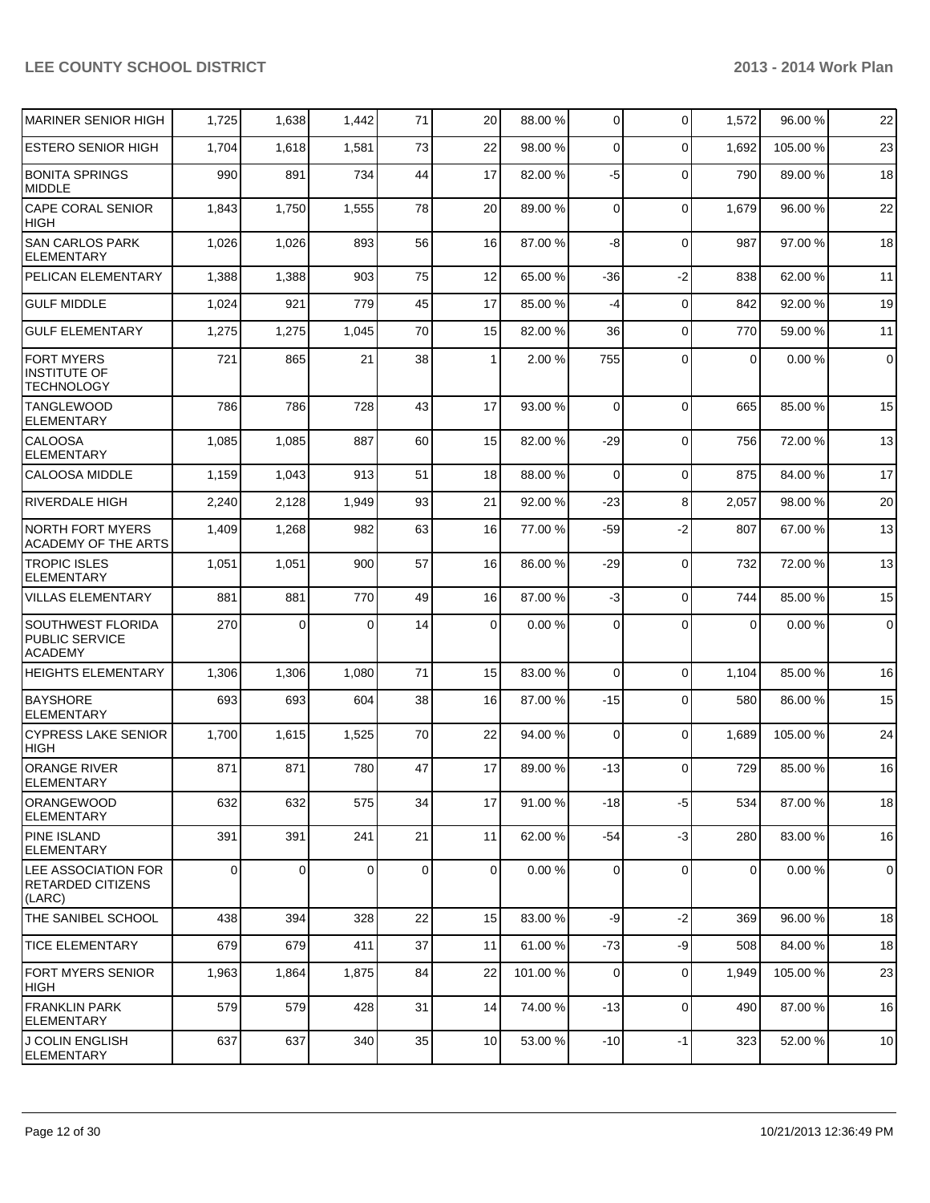| | | | | | | | | | | |
|---|---|---|---|---|---|---|---|---|---|---|
| MARINER SENIOR HIGH | 1,725 | 1,638 | 1,442 | 71 | 20 | 88.00 % | 0 | 0 | 1,572 | 96.00 % | 22 |
| ESTERO SENIOR HIGH | 1,704 | 1,618 | 1,581 | 73 | 22 | 98.00 % | 0 | 0 | 1,692 | 105.00 % | 23 |
| BONITA SPRINGS MIDDLE | 990 | 891 | 734 | 44 | 17 | 82.00 % | -5 | 0 | 790 | 89.00 % | 18 |
| CAPE CORAL SENIOR HIGH | 1,843 | 1,750 | 1,555 | 78 | 20 | 89.00 % | 0 | 0 | 1,679 | 96.00 % | 22 |
| SAN CARLOS PARK ELEMENTARY | 1,026 | 1,026 | 893 | 56 | 16 | 87.00 % | -8 | 0 | 987 | 97.00 % | 18 |
| PELICAN ELEMENTARY | 1,388 | 1,388 | 903 | 75 | 12 | 65.00 % | -36 | -2 | 838 | 62.00 % | 11 |
| GULF MIDDLE | 1,024 | 921 | 779 | 45 | 17 | 85.00 % | -4 | 0 | 842 | 92.00 % | 19 |
| GULF ELEMENTARY | 1,275 | 1,275 | 1,045 | 70 | 15 | 82.00 % | 36 | 0 | 770 | 59.00 % | 11 |
| FORT MYERS INSTITUTE OF TECHNOLOGY | 721 | 865 | 21 | 38 | 1 | 2.00 % | 755 | 0 | 0 | 0.00 % | 0 |
| TANGLEWOOD ELEMENTARY | 786 | 786 | 728 | 43 | 17 | 93.00 % | 0 | 0 | 665 | 85.00 % | 15 |
| CALOOSA ELEMENTARY | 1,085 | 1,085 | 887 | 60 | 15 | 82.00 % | -29 | 0 | 756 | 72.00 % | 13 |
| CALOOSA MIDDLE | 1,159 | 1,043 | 913 | 51 | 18 | 88.00 % | 0 | 0 | 875 | 84.00 % | 17 |
| RIVERDALE HIGH | 2,240 | 2,128 | 1,949 | 93 | 21 | 92.00 % | -23 | 8 | 2,057 | 98.00 % | 20 |
| NORTH FORT MYERS ACADEMY OF THE ARTS | 1,409 | 1,268 | 982 | 63 | 16 | 77.00 % | -59 | -2 | 807 | 67.00 % | 13 |
| TROPIC ISLES ELEMENTARY | 1,051 | 1,051 | 900 | 57 | 16 | 86.00 % | -29 | 0 | 732 | 72.00 % | 13 |
| VILLAS ELEMENTARY | 881 | 881 | 770 | 49 | 16 | 87.00 % | -3 | 0 | 744 | 85.00 % | 15 |
| SOUTHWEST FLORIDA PUBLIC SERVICE ACADEMY | 270 | 0 | 0 | 14 | 0 | 0.00 % | 0 | 0 | 0 | 0.00 % | 0 |
| HEIGHTS ELEMENTARY | 1,306 | 1,306 | 1,080 | 71 | 15 | 83.00 % | 0 | 0 | 1,104 | 85.00 % | 16 |
| BAYSHORE ELEMENTARY | 693 | 693 | 604 | 38 | 16 | 87.00 % | -15 | 0 | 580 | 86.00 % | 15 |
| CYPRESS LAKE SENIOR HIGH | 1,700 | 1,615 | 1,525 | 70 | 22 | 94.00 % | 0 | 0 | 1,689 | 105.00 % | 24 |
| ORANGE RIVER ELEMENTARY | 871 | 871 | 780 | 47 | 17 | 89.00 % | -13 | 0 | 729 | 85.00 % | 16 |
| ORANGEWOOD ELEMENTARY | 632 | 632 | 575 | 34 | 17 | 91.00 % | -18 | -5 | 534 | 87.00 % | 18 |
| PINE ISLAND ELEMENTARY | 391 | 391 | 241 | 21 | 11 | 62.00 % | -54 | -3 | 280 | 83.00 % | 16 |
| LEE ASSOCIATION FOR RETARDED CITIZENS (LARC) | 0 | 0 | 0 | 0 | 0 | 0.00 % | 0 | 0 | 0 | 0.00 % | 0 |
| THE SANIBEL SCHOOL | 438 | 394 | 328 | 22 | 15 | 83.00 % | -9 | -2 | 369 | 96.00 % | 18 |
| TICE ELEMENTARY | 679 | 679 | 411 | 37 | 11 | 61.00 % | -73 | -9 | 508 | 84.00 % | 18 |
| FORT MYERS SENIOR HIGH | 1,963 | 1,864 | 1,875 | 84 | 22 | 101.00 % | 0 | 0 | 1,949 | 105.00 % | 23 |
| FRANKLIN PARK ELEMENTARY | 579 | 579 | 428 | 31 | 14 | 74.00 % | -13 | 0 | 490 | 87.00 % | 16 |
| J COLIN ENGLISH ELEMENTARY | 637 | 637 | 340 | 35 | 10 | 53.00 % | -10 | -1 | 323 | 52.00 % | 10 |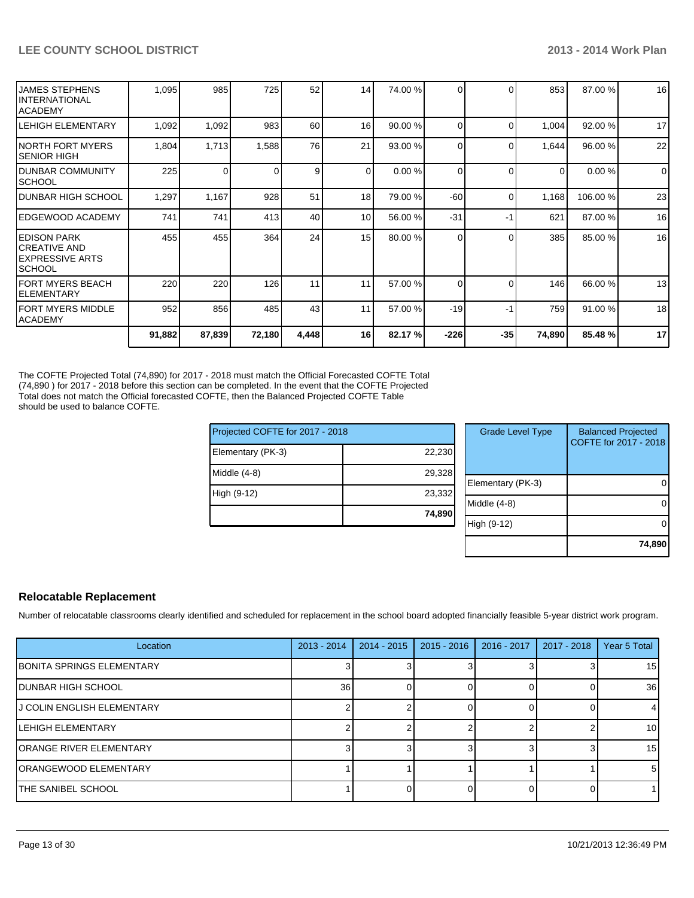| | | | | | | | | | | |
|---|---|---|---|---|---|---|---|---|---|---|
| JAMES STEPHENS INTERNATIONAL ACADEMY | 1,095 | 985 | 725 | 52 | 14 | 74.00 % | 0 | 0 | 853 | 87.00 % | 16 |
| LEHIGH ELEMENTARY | 1,092 | 1,092 | 983 | 60 | 16 | 90.00 % | 0 | 0 | 1,004 | 92.00 % | 17 |
| NORTH FORT MYERS SENIOR HIGH | 1,804 | 1,713 | 1,588 | 76 | 21 | 93.00 % | 0 | 0 | 1,644 | 96.00 % | 22 |
| DUNBAR COMMUNITY SCHOOL | 225 | 0 | 0 | 9 | 0 | 0.00 % | 0 | 0 | 0 | 0.00 % | 0 |
| DUNBAR HIGH SCHOOL | 1,297 | 1,167 | 928 | 51 | 18 | 79.00 % | -60 | 0 | 1,168 | 106.00 % | 23 |
| EDGEWOOD ACADEMY | 741 | 741 | 413 | 40 | 10 | 56.00 % | -31 | -1 | 621 | 87.00 % | 16 |
| EDISON PARK CREATIVE AND EXPRESSIVE ARTS SCHOOL | 455 | 455 | 364 | 24 | 15 | 80.00 % | 0 | 0 | 385 | 85.00 % | 16 |
| FORT MYERS BEACH ELEMENTARY | 220 | 220 | 126 | 11 | 11 | 57.00 % | 0 | 0 | 146 | 66.00 % | 13 |
| FORT MYERS MIDDLE ACADEMY | 952 | 856 | 485 | 43 | 11 | 57.00 % | -19 | -1 | 759 | 91.00 % | 18 |
| | **91,882** | **87,839** | **72,180** | **4,448** | **16** | **82.17 %** | **-226** | **-35** | **74,890** | **85.48 %** | **17** |

The COFTE Projected Total (74,890) for 2017 - 2018 must match the Official Forecasted COFTE Total (74,890 ) for 2017 - 2018 before this section can be completed. In the event that the COFTE Projected Total does not match the Official forecasted COFTE, then the Balanced Projected COFTE Table should be used to balance COFTE.

| Projected COFTE for 2017 - 2018 | |
|---|---|
| Elementary (PK-3) | 22,230 |
| Middle (4-8) | 29,328 |
| High (9-12) | 23,332 |
| | **74,890** |

| Grade Level Type | Balanced Projected COFTE for 2017 - 2018 |
|---|---|
| Elementary (PK-3) | 0 |
| Middle (4-8) | 0 |
| High (9-12) | 0 |
| | **74,890** |

## Relocatable Replacement

Number of relocatable classrooms clearly identified and scheduled for replacement in the school board adopted financially feasible 5-year district work program.

| Location | 2013 - 2014 | 2014 - 2015 | 2015 - 2016 | 2016 - 2017 | 2017 - 2018 | Year 5 Total |
|---|---|---|---|---|---|---|
| BONITA SPRINGS ELEMENTARY | 3 | 3 | 3 | 3 | 3 | 15 |
| DUNBAR HIGH SCHOOL | 36 | 0 | 0 | 0 | 0 | 36 |
| J COLIN ENGLISH ELEMENTARY | 2 | 2 | 0 | 0 | 0 | 4 |
| LEHIGH ELEMENTARY | 2 | 2 | 2 | 2 | 2 | 10 |
| ORANGE RIVER ELEMENTARY | 3 | 3 | 3 | 3 | 3 | 15 |
| ORANGEWOOD ELEMENTARY | 1 | 1 | 1 | 1 | 1 | 5 |
| THE SANIBEL SCHOOL | 1 | 0 | 0 | 0 | 0 | 1 |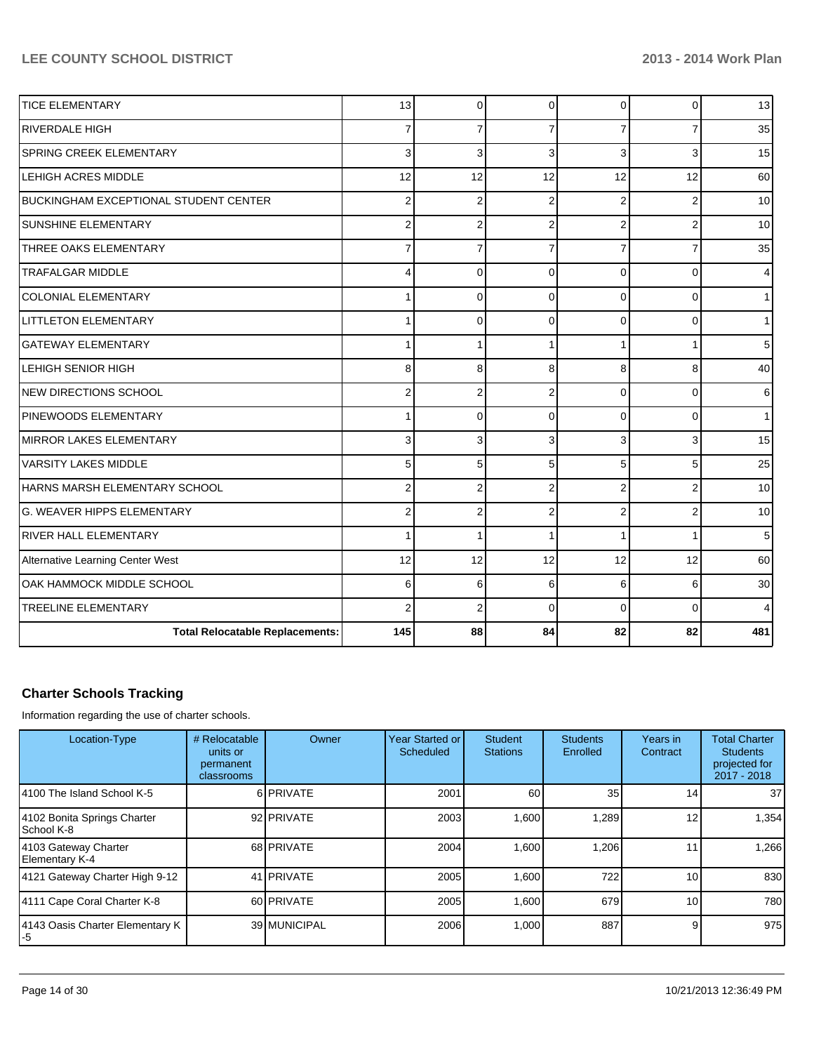| | | | | | | |
|---|---|---|---|---|---|---|
| TICE ELEMENTARY | 13 | 0 | 0 | 0 | 0 | 13 |
| RIVERDALE HIGH | 7 | 7 | 7 | 7 | 7 | 35 |
| SPRING CREEK ELEMENTARY | 3 | 3 | 3 | 3 | 3 | 15 |
| LEHIGH ACRES MIDDLE | 12 | 12 | 12 | 12 | 12 | 60 |
| BUCKINGHAM EXCEPTIONAL STUDENT CENTER | 2 | 2 | 2 | 2 | 2 | 10 |
| SUNSHINE ELEMENTARY | 2 | 2 | 2 | 2 | 2 | 10 |
| THREE OAKS ELEMENTARY | 7 | 7 | 7 | 7 | 7 | 35 |
| TRAFALGAR MIDDLE | 4 | 0 | 0 | 0 | 0 | 4 |
| COLONIAL ELEMENTARY | 1 | 0 | 0 | 0 | 0 | 1 |
| LITTLETON ELEMENTARY | 1 | 0 | 0 | 0 | 0 | 1 |
| GATEWAY ELEMENTARY | 1 | 1 | 1 | 1 | 1 | 5 |
| LEHIGH SENIOR HIGH | 8 | 8 | 8 | 8 | 8 | 40 |
| NEW DIRECTIONS SCHOOL | 2 | 2 | 2 | 0 | 0 | 6 |
| PINEWOODS ELEMENTARY | 1 | 0 | 0 | 0 | 0 | 1 |
| MIRROR LAKES ELEMENTARY | 3 | 3 | 3 | 3 | 3 | 15 |
| VARSITY LAKES MIDDLE | 5 | 5 | 5 | 5 | 5 | 25 |
| HARNS MARSH ELEMENTARY SCHOOL | 2 | 2 | 2 | 2 | 2 | 10 |
| G. WEAVER HIPPS ELEMENTARY | 2 | 2 | 2 | 2 | 2 | 10 |
| RIVER HALL ELEMENTARY | 1 | 1 | 1 | 1 | 1 | 5 |
| Alternative Learning Center West | 12 | 12 | 12 | 12 | 12 | 60 |
| OAK HAMMOCK MIDDLE SCHOOL | 6 | 6 | 6 | 6 | 6 | 30 |
| TREELINE ELEMENTARY | 2 | 2 | 0 | 0 | 0 | 4 |
| **Total Relocatable Replacements:** | **145** | **88** | **84** | **82** | **82** | **481** |

## Charter Schools Tracking

Information regarding the use of charter schools.

| Location-Type | # Relocatable units or permanent classrooms | Owner | Year Started or Scheduled | Student Stations | Students Enrolled | Years in Contract | Total Charter Students projected for 2017 - 2018 |
|---|---|---|---|---|---|---|---|
| 4100 The Island School K-5 | 6 | PRIVATE | 2001 | 60 | 35 | 14 | 37 |
| 4102 Bonita Springs Charter School K-8 | 92 | PRIVATE | 2003 | 1,600 | 1,289 | 12 | 1,354 |
| 4103 Gateway Charter Elementary K-4 | 68 | PRIVATE | 2004 | 1,600 | 1,206 | 11 | 1,266 |
| 4121 Gateway Charter High 9-12 | 41 | PRIVATE | 2005 | 1,600 | 722 | 10 | 830 |
| 4111 Cape Coral Charter K-8 | 60 | PRIVATE | 2005 | 1,600 | 679 | 10 | 780 |
| 4143 Oasis Charter Elementary K-5 | 39 | MUNICIPAL | 2006 | 1,000 | 887 | 9 | 975 |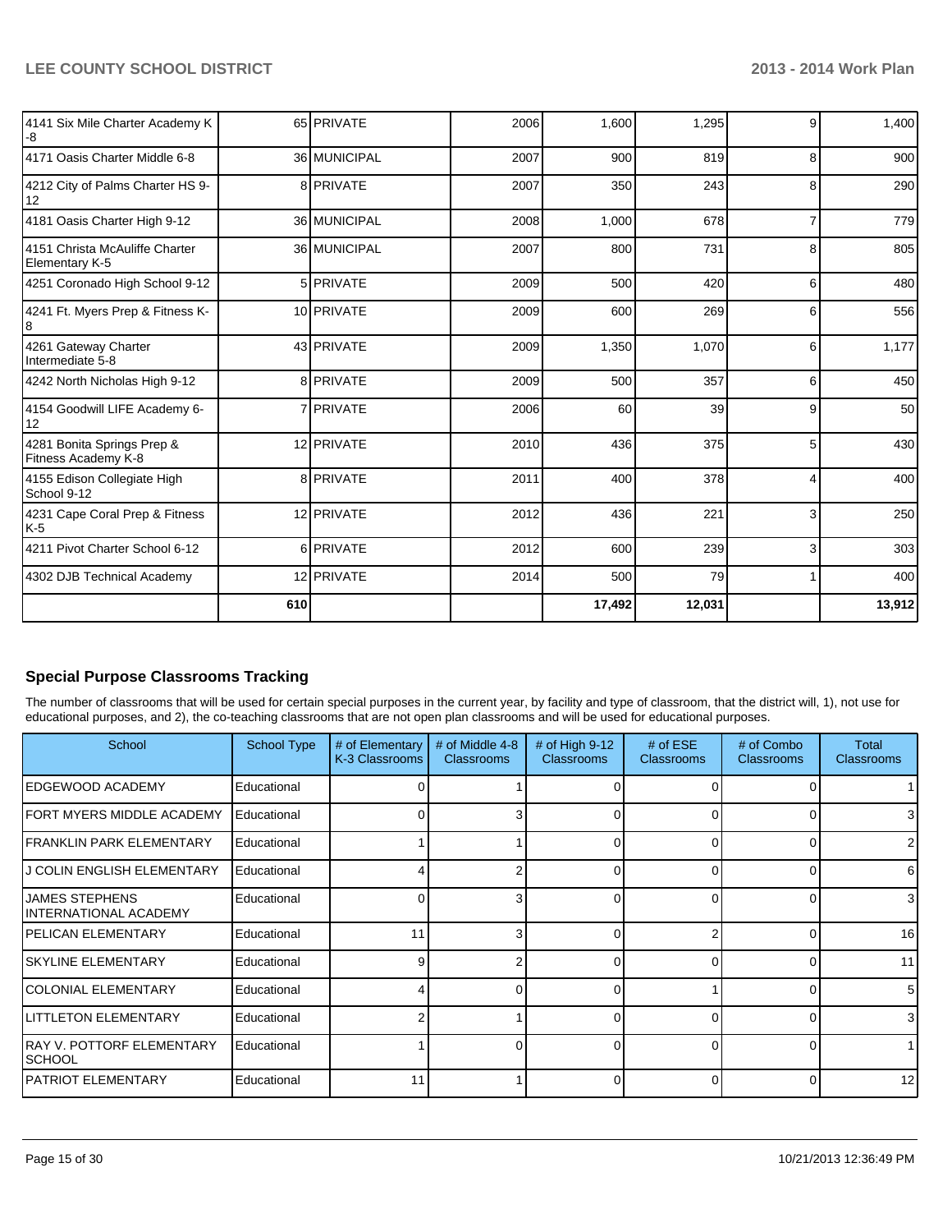| | | | | | | | |
|---|---|---|---|---|---|---|---|
| 4141 Six Mile Charter Academy K-8 | 65 | PRIVATE | 2006 | 1,600 | 1,295 | 9 | 1,400 |
| 4171 Oasis Charter Middle 6-8 | 36 | MUNICIPAL | 2007 | 900 | 819 | 8 | 900 |
| 4212 City of Palms Charter HS 9-12 | 8 | PRIVATE | 2007 | 350 | 243 | 8 | 290 |
| 4181 Oasis Charter High 9-12 | 36 | MUNICIPAL | 2008 | 1,000 | 678 | 7 | 779 |
| 4151 Christa McAuliffe Charter Elementary K-5 | 36 | MUNICIPAL | 2007 | 800 | 731 | 8 | 805 |
| 4251 Coronado High School 9-12 | 5 | PRIVATE | 2009 | 500 | 420 | 6 | 480 |
| 4241 Ft. Myers Prep & Fitness K-8 | 10 | PRIVATE | 2009 | 600 | 269 | 6 | 556 |
| 4261 Gateway Charter Intermediate 5-8 | 43 | PRIVATE | 2009 | 1,350 | 1,070 | 6 | 1,177 |
| 4242 North Nicholas High 9-12 | 8 | PRIVATE | 2009 | 500 | 357 | 6 | 450 |
| 4154 Goodwill LIFE Academy 6-12 | 7 | PRIVATE | 2006 | 60 | 39 | 9 | 50 |
| 4281 Bonita Springs Prep & Fitness Academy K-8 | 12 | PRIVATE | 2010 | 436 | 375 | 5 | 430 |
| 4155 Edison Collegiate High School 9-12 | 8 | PRIVATE | 2011 | 400 | 378 | 4 | 400 |
| 4231 Cape Coral Prep & Fitness K-5 | 12 | PRIVATE | 2012 | 436 | 221 | 3 | 250 |
| 4211 Pivot Charter School 6-12 | 6 | PRIVATE | 2012 | 600 | 239 | 3 | 303 |
| 4302 DJB Technical Academy | 12 | PRIVATE | 2014 | 500 | 79 | 1 | 400 |
| | **610** | | | **17,492** | **12,031** | | **13,912** |

## Special Purpose Classrooms Tracking

The number of classrooms that will be used for certain special purposes in the current year, by facility and type of classroom, that the district will, 1), not use for educational purposes, and 2), the co-teaching classrooms that are not open plan classrooms and will be used for educational purposes.

| School | School Type | # of Elementary K-3 Classrooms | # of Middle 4-8 Classrooms | # of High 9-12 Classrooms | # of ESE Classrooms | # of Combo Classrooms | Total Classrooms |
|---|---|---|---|---|---|---|---|
| EDGEWOOD ACADEMY | Educational | 0 | 1 | 0 | 0 | 0 | 1 |
| FORT MYERS MIDDLE ACADEMY | Educational | 0 | 3 | 0 | 0 | 0 | 3 |
| FRANKLIN PARK ELEMENTARY | Educational | 1 | 1 | 0 | 0 | 0 | 2 |
| J COLIN ENGLISH ELEMENTARY | Educational | 4 | 2 | 0 | 0 | 0 | 6 |
| JAMES STEPHENS INTERNATIONAL ACADEMY | Educational | 0 | 3 | 0 | 0 | 0 | 3 |
| PELICAN ELEMENTARY | Educational | 11 | 3 | 0 | 2 | 0 | 16 |
| SKYLINE ELEMENTARY | Educational | 9 | 2 | 0 | 0 | 0 | 11 |
| COLONIAL ELEMENTARY | Educational | 4 | 0 | 0 | 1 | 0 | 5 |
| LITTLETON ELEMENTARY | Educational | 2 | 1 | 0 | 0 | 0 | 3 |
| RAY V. POTTORF ELEMENTARY SCHOOL | Educational | 1 | 0 | 0 | 0 | 0 | 1 |
| PATRIOT ELEMENTARY | Educational | 11 | 1 | 0 | 0 | 0 | 12 |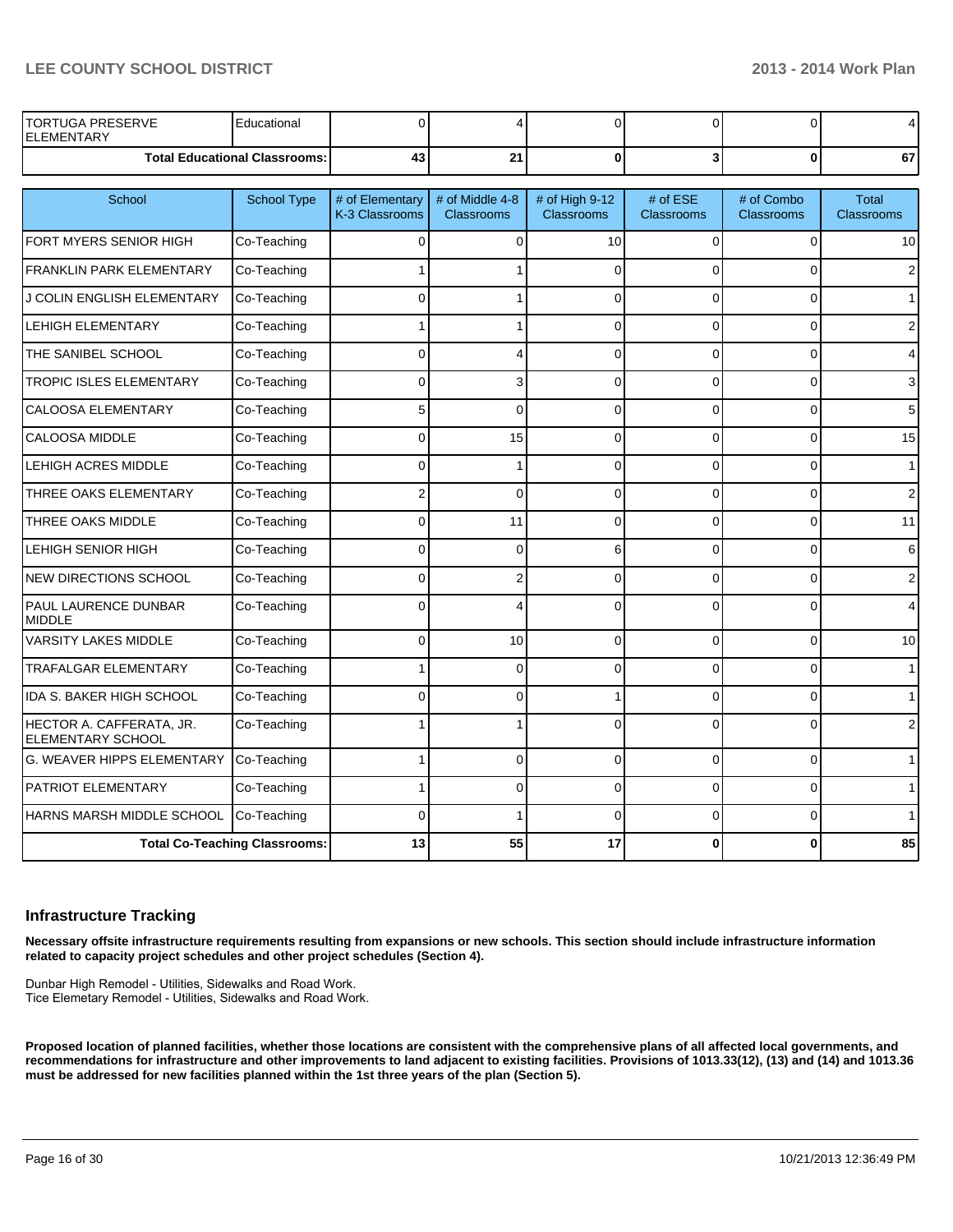| School | School Type | # of Elementary K-3 Classrooms | # of Middle 4-8 Classrooms | # of High 9-12 Classrooms | # of ESE Classrooms | # of Combo Classrooms | Total Classrooms |
|---|---|---|---|---|---|---|---|
| TORTUGA PRESERVE ELEMENTARY | Educational | 0 | 4 | 0 | 0 | 0 | 4 |
| **Total Educational Classrooms:** | | **43** | **21** | **0** | **3** | **0** | **67** |

| School | School Type | # of Elementary K-3 Classrooms | # of Middle 4-8 Classrooms | # of High 9-12 Classrooms | # of ESE Classrooms | # of Combo Classrooms | Total Classrooms |
|---|---|---|---|---|---|---|---|
| FORT MYERS SENIOR HIGH | Co-Teaching | 0 | 0 | 10 | 0 | 0 | 10 |
| FRANKLIN PARK ELEMENTARY | Co-Teaching | 1 | 1 | 0 | 0 | 0 | 2 |
| J COLIN ENGLISH ELEMENTARY | Co-Teaching | 0 | 1 | 0 | 0 | 0 | 1 |
| LEHIGH ELEMENTARY | Co-Teaching | 1 | 1 | 0 | 0 | 0 | 2 |
| THE SANIBEL SCHOOL | Co-Teaching | 0 | 4 | 0 | 0 | 0 | 4 |
| TROPIC ISLES ELEMENTARY | Co-Teaching | 0 | 3 | 0 | 0 | 0 | 3 |
| CALOOSA ELEMENTARY | Co-Teaching | 5 | 0 | 0 | 0 | 0 | 5 |
| CALOOSA MIDDLE | Co-Teaching | 0 | 15 | 0 | 0 | 0 | 15 |
| LEHIGH ACRES MIDDLE | Co-Teaching | 0 | 1 | 0 | 0 | 0 | 1 |
| THREE OAKS ELEMENTARY | Co-Teaching | 2 | 0 | 0 | 0 | 0 | 2 |
| THREE OAKS MIDDLE | Co-Teaching | 0 | 11 | 0 | 0 | 0 | 11 |
| LEHIGH SENIOR HIGH | Co-Teaching | 0 | 0 | 6 | 0 | 0 | 6 |
| NEW DIRECTIONS SCHOOL | Co-Teaching | 0 | 2 | 0 | 0 | 0 | 2 |
| PAUL LAURENCE DUNBAR MIDDLE | Co-Teaching | 0 | 4 | 0 | 0 | 0 | 4 |
| VARSITY LAKES MIDDLE | Co-Teaching | 0 | 10 | 0 | 0 | 0 | 10 |
| TRAFALGAR ELEMENTARY | Co-Teaching | 1 | 0 | 0 | 0 | 0 | 1 |
| IDA S. BAKER HIGH SCHOOL | Co-Teaching | 0 | 0 | 1 | 0 | 0 | 1 |
| HECTOR A. CAFFERATA, JR. ELEMENTARY SCHOOL | Co-Teaching | 1 | 1 | 0 | 0 | 0 | 2 |
| G. WEAVER HIPPS ELEMENTARY | Co-Teaching | 1 | 0 | 0 | 0 | 0 | 1 |
| PATRIOT ELEMENTARY | Co-Teaching | 1 | 0 | 0 | 0 | 0 | 1 |
| HARNS MARSH MIDDLE SCHOOL | Co-Teaching | 0 | 1 | 0 | 0 | 0 | 1 |
| **Total Co-Teaching Classrooms:** | | **13** | **55** | **17** | **0** | **0** | **85** |

### Infrastructure Tracking

**Necessary offsite infrastructure requirements resulting from expansions or new schools. This section should include infrastructure information related to capacity project schedules and other project schedules (Section 4).**

Dunbar High Remodel - Utilities, Sidewalks and Road Work.
Tice Elemetary Remodel - Utilities, Sidewalks and Road Work.

**Proposed location of planned facilities, whether those locations are consistent with the comprehensive plans of all affected local governments, and recommendations for infrastructure and other improvements to land adjacent to existing facilities. Provisions of 1013.33(12), (13) and (14) and 1013.36 must be addressed for new facilities planned within the 1st three years of the plan (Section 5).**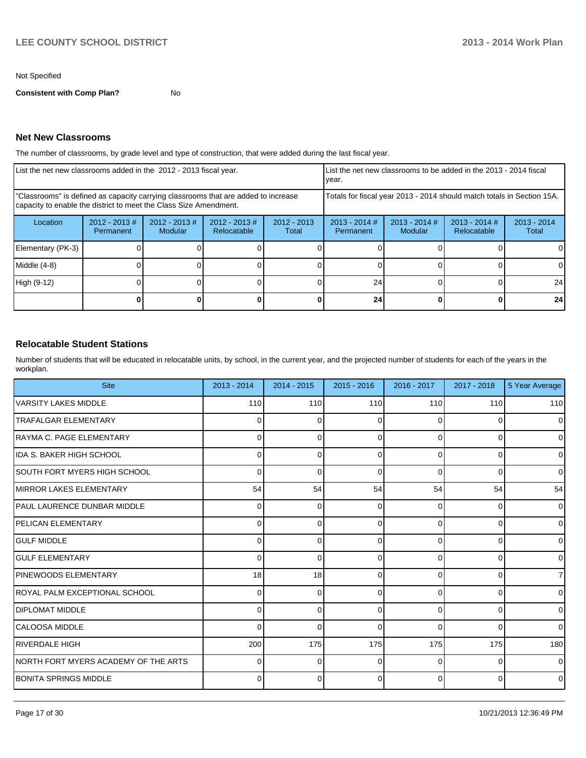Not Specified

**Consistent with Comp Plan?** No

## Net New Classrooms

The number of classrooms, by grade level and type of construction, that were added during the last fiscal year.

| List the net new classrooms added in the 2012 - 2013 fiscal year. | | | | | List the net new classrooms to be added in the 2013 - 2014 fiscal year. | | | |
|---|---|---|---|---|---|---|---|---|
| "Classrooms" is defined as capacity carrying classrooms that are added to increase capacity to enable the district to meet the Class Size Amendment. | | | | | Totals for fiscal year 2013 - 2014 should match totals in Section 15A. | | | |
| Location | 2012 - 2013 # Permanent | 2012 - 2013 # Modular | 2012 - 2013 # Relocatable | 2012 - 2013 Total | 2013 - 2014 # Permanent | 2013 - 2014 # Modular | 2013 - 2014 # Relocatable | 2013 - 2014 Total |
| Elementary (PK-3) | 0 | 0 | 0 | 0 | 0 | 0 | 0 | 0 |
| Middle (4-8) | 0 | 0 | 0 | 0 | 0 | 0 | 0 | 0 |
| High (9-12) | 0 | 0 | 0 | 0 | 24 | 0 | 0 | 24 |
| | **0** | **0** | **0** | **0** | **24** | **0** | **0** | **24** |

## Relocatable Student Stations

Number of students that will be educated in relocatable units, by school, in the current year, and the projected number of students for each of the years in the workplan.

| Site | 2013 - 2014 | 2014 - 2015 | 2015 - 2016 | 2016 - 2017 | 2017 - 2018 | 5 Year Average |
|---|---|---|---|---|---|---|
| VARSITY LAKES MIDDLE | 110 | 110 | 110 | 110 | 110 | 110 |
| TRAFALGAR ELEMENTARY | 0 | 0 | 0 | 0 | 0 | 0 |
| RAYMA C. PAGE ELEMENTARY | 0 | 0 | 0 | 0 | 0 | 0 |
| IDA S. BAKER HIGH SCHOOL | 0 | 0 | 0 | 0 | 0 | 0 |
| SOUTH FORT MYERS HIGH SCHOOL | 0 | 0 | 0 | 0 | 0 | 0 |
| MIRROR LAKES ELEMENTARY | 54 | 54 | 54 | 54 | 54 | 54 |
| PAUL LAURENCE DUNBAR MIDDLE | 0 | 0 | 0 | 0 | 0 | 0 |
| PELICAN ELEMENTARY | 0 | 0 | 0 | 0 | 0 | 0 |
| GULF MIDDLE | 0 | 0 | 0 | 0 | 0 | 0 |
| GULF ELEMENTARY | 0 | 0 | 0 | 0 | 0 | 0 |
| PINEWOODS ELEMENTARY | 18 | 18 | 0 | 0 | 0 | 7 |
| ROYAL PALM EXCEPTIONAL SCHOOL | 0 | 0 | 0 | 0 | 0 | 0 |
| DIPLOMAT MIDDLE | 0 | 0 | 0 | 0 | 0 | 0 |
| CALOOSA MIDDLE | 0 | 0 | 0 | 0 | 0 | 0 |
| RIVERDALE HIGH | 200 | 175 | 175 | 175 | 175 | 180 |
| NORTH FORT MYERS ACADEMY OF THE ARTS | 0 | 0 | 0 | 0 | 0 | 0 |
| BONITA SPRINGS MIDDLE | 0 | 0 | 0 | 0 | 0 | 0 |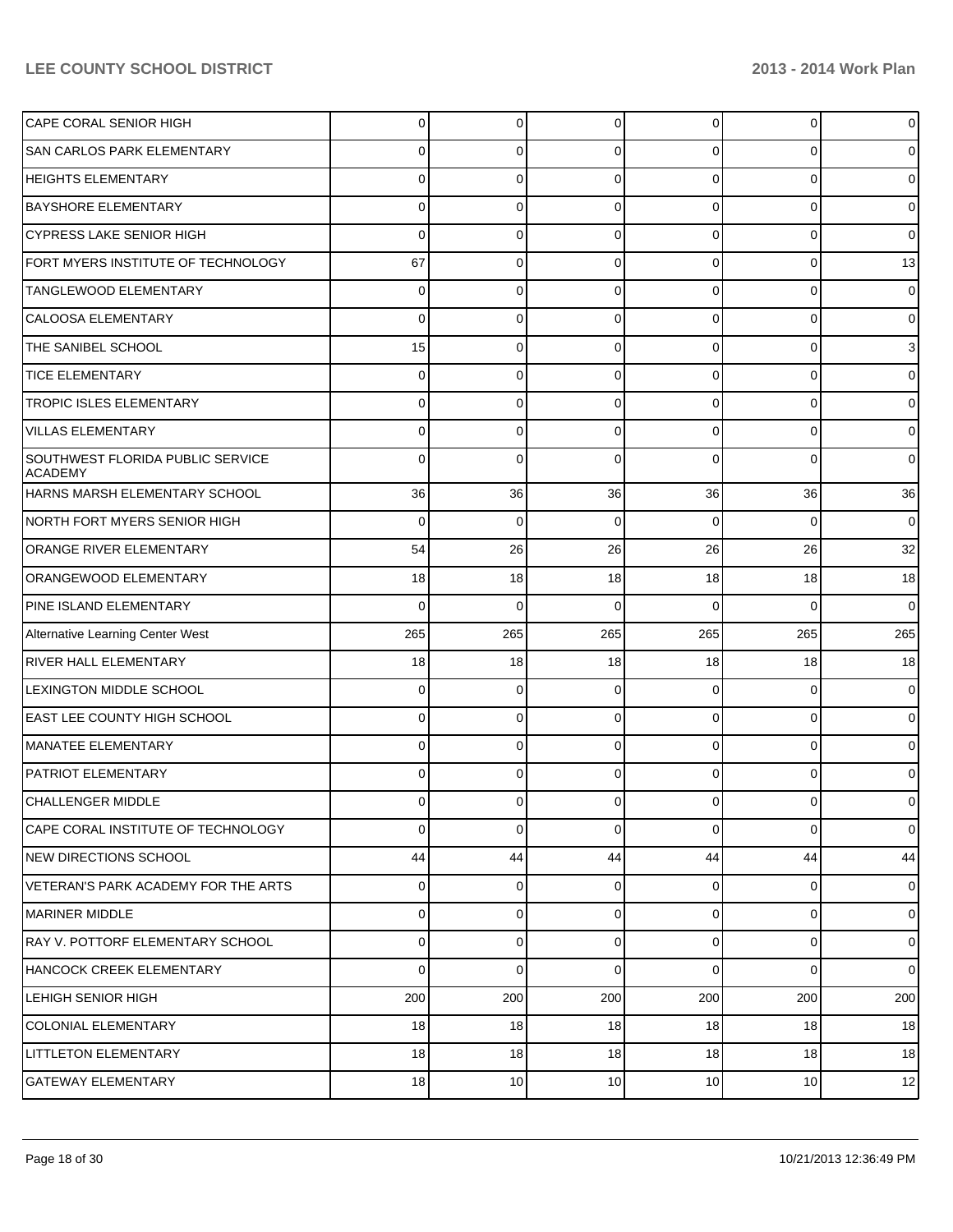| | | | | | | |
|---|---|---|---|---|---|---|
| CAPE CORAL SENIOR HIGH | 0 | 0 | 0 | 0 | 0 | 0 |
| SAN CARLOS PARK ELEMENTARY | 0 | 0 | 0 | 0 | 0 | 0 |
| HEIGHTS ELEMENTARY | 0 | 0 | 0 | 0 | 0 | 0 |
| BAYSHORE ELEMENTARY | 0 | 0 | 0 | 0 | 0 | 0 |
| CYPRESS LAKE SENIOR HIGH | 0 | 0 | 0 | 0 | 0 | 0 |
| FORT MYERS INSTITUTE OF TECHNOLOGY | 67 | 0 | 0 | 0 | 0 | 13 |
| TANGLEWOOD ELEMENTARY | 0 | 0 | 0 | 0 | 0 | 0 |
| CALOOSA ELEMENTARY | 0 | 0 | 0 | 0 | 0 | 0 |
| THE SANIBEL SCHOOL | 15 | 0 | 0 | 0 | 0 | 3 |
| TICE ELEMENTARY | 0 | 0 | 0 | 0 | 0 | 0 |
| TROPIC ISLES ELEMENTARY | 0 | 0 | 0 | 0 | 0 | 0 |
| VILLAS ELEMENTARY | 0 | 0 | 0 | 0 | 0 | 0 |
| SOUTHWEST FLORIDA PUBLIC SERVICE ACADEMY | 0 | 0 | 0 | 0 | 0 | 0 |
| HARNS MARSH ELEMENTARY SCHOOL | 36 | 36 | 36 | 36 | 36 | 36 |
| NORTH FORT MYERS SENIOR HIGH | 0 | 0 | 0 | 0 | 0 | 0 |
| ORANGE RIVER ELEMENTARY | 54 | 26 | 26 | 26 | 26 | 32 |
| ORANGEWOOD ELEMENTARY | 18 | 18 | 18 | 18 | 18 | 18 |
| PINE ISLAND ELEMENTARY | 0 | 0 | 0 | 0 | 0 | 0 |
| Alternative Learning Center West | 265 | 265 | 265 | 265 | 265 | 265 |
| RIVER HALL ELEMENTARY | 18 | 18 | 18 | 18 | 18 | 18 |
| LEXINGTON MIDDLE SCHOOL | 0 | 0 | 0 | 0 | 0 | 0 |
| EAST LEE COUNTY HIGH SCHOOL | 0 | 0 | 0 | 0 | 0 | 0 |
| MANATEE ELEMENTARY | 0 | 0 | 0 | 0 | 0 | 0 |
| PATRIOT ELEMENTARY | 0 | 0 | 0 | 0 | 0 | 0 |
| CHALLENGER MIDDLE | 0 | 0 | 0 | 0 | 0 | 0 |
| CAPE CORAL INSTITUTE OF TECHNOLOGY | 0 | 0 | 0 | 0 | 0 | 0 |
| NEW DIRECTIONS SCHOOL | 44 | 44 | 44 | 44 | 44 | 44 |
| VETERAN'S PARK ACADEMY FOR THE ARTS | 0 | 0 | 0 | 0 | 0 | 0 |
| MARINER MIDDLE | 0 | 0 | 0 | 0 | 0 | 0 |
| RAY V. POTTORF ELEMENTARY SCHOOL | 0 | 0 | 0 | 0 | 0 | 0 |
| HANCOCK CREEK ELEMENTARY | 0 | 0 | 0 | 0 | 0 | 0 |
| LEHIGH SENIOR HIGH | 200 | 200 | 200 | 200 | 200 | 200 |
| COLONIAL ELEMENTARY | 18 | 18 | 18 | 18 | 18 | 18 |
| LITTLETON ELEMENTARY | 18 | 18 | 18 | 18 | 18 | 18 |
| GATEWAY ELEMENTARY | 18 | 10 | 10 | 10 | 10 | 12 |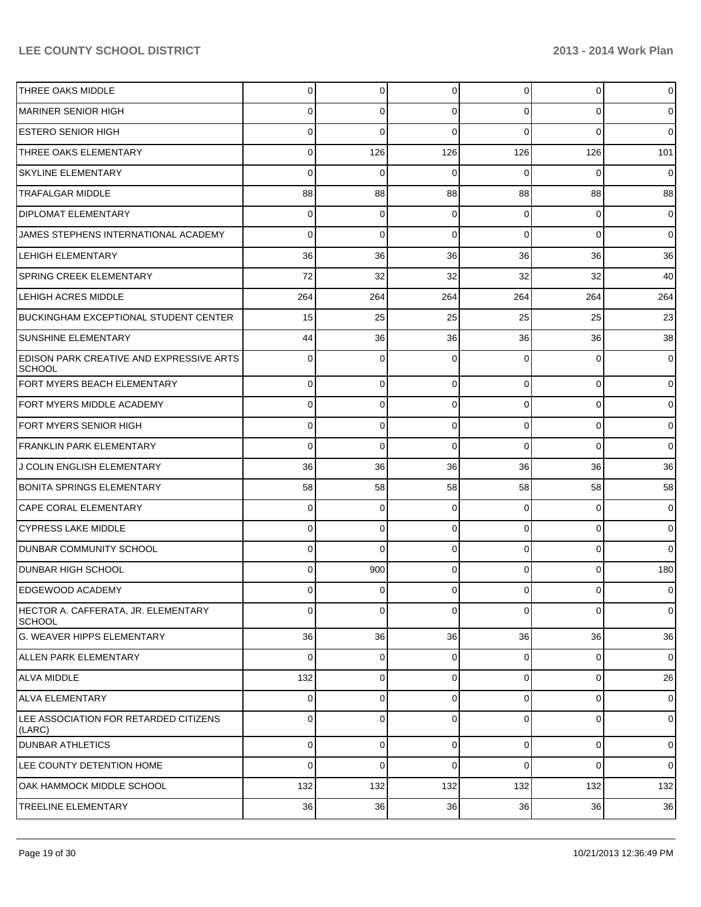| | | | | | | |
|---|---|---|---|---|---|---|
| THREE OAKS MIDDLE | 0 | 0 | 0 | 0 | 0 | 0 |
| MARINER SENIOR HIGH | 0 | 0 | 0 | 0 | 0 | 0 |
| ESTERO SENIOR HIGH | 0 | 0 | 0 | 0 | 0 | 0 |
| THREE OAKS ELEMENTARY | 0 | 126 | 126 | 126 | 126 | 101 |
| SKYLINE ELEMENTARY | 0 | 0 | 0 | 0 | 0 | 0 |
| TRAFALGAR MIDDLE | 88 | 88 | 88 | 88 | 88 | 88 |
| DIPLOMAT ELEMENTARY | 0 | 0 | 0 | 0 | 0 | 0 |
| JAMES STEPHENS INTERNATIONAL ACADEMY | 0 | 0 | 0 | 0 | 0 | 0 |
| LEHIGH ELEMENTARY | 36 | 36 | 36 | 36 | 36 | 36 |
| SPRING CREEK ELEMENTARY | 72 | 32 | 32 | 32 | 32 | 40 |
| LEHIGH ACRES MIDDLE | 264 | 264 | 264 | 264 | 264 | 264 |
| BUCKINGHAM EXCEPTIONAL STUDENT CENTER | 15 | 25 | 25 | 25 | 25 | 23 |
| SUNSHINE ELEMENTARY | 44 | 36 | 36 | 36 | 36 | 38 |
| EDISON PARK CREATIVE AND EXPRESSIVE ARTS SCHOOL | 0 | 0 | 0 | 0 | 0 | 0 |
| FORT MYERS BEACH ELEMENTARY | 0 | 0 | 0 | 0 | 0 | 0 |
| FORT MYERS MIDDLE ACADEMY | 0 | 0 | 0 | 0 | 0 | 0 |
| FORT MYERS SENIOR HIGH | 0 | 0 | 0 | 0 | 0 | 0 |
| FRANKLIN PARK ELEMENTARY | 0 | 0 | 0 | 0 | 0 | 0 |
| J COLIN ENGLISH ELEMENTARY | 36 | 36 | 36 | 36 | 36 | 36 |
| BONITA SPRINGS ELEMENTARY | 58 | 58 | 58 | 58 | 58 | 58 |
| CAPE CORAL ELEMENTARY | 0 | 0 | 0 | 0 | 0 | 0 |
| CYPRESS LAKE MIDDLE | 0 | 0 | 0 | 0 | 0 | 0 |
| DUNBAR COMMUNITY SCHOOL | 0 | 0 | 0 | 0 | 0 | 0 |
| DUNBAR HIGH SCHOOL | 0 | 900 | 0 | 0 | 0 | 180 |
| EDGEWOOD ACADEMY | 0 | 0 | 0 | 0 | 0 | 0 |
| HECTOR A. CAFFERATA, JR. ELEMENTARY SCHOOL | 0 | 0 | 0 | 0 | 0 | 0 |
| G. WEAVER HIPPS ELEMENTARY | 36 | 36 | 36 | 36 | 36 | 36 |
| ALLEN PARK ELEMENTARY | 0 | 0 | 0 | 0 | 0 | 0 |
| ALVA MIDDLE | 132 | 0 | 0 | 0 | 0 | 26 |
| ALVA ELEMENTARY | 0 | 0 | 0 | 0 | 0 | 0 |
| LEE ASSOCIATION FOR RETARDED CITIZENS (LARC) | 0 | 0 | 0 | 0 | 0 | 0 |
| DUNBAR ATHLETICS | 0 | 0 | 0 | 0 | 0 | 0 |
| LEE COUNTY DETENTION HOME | 0 | 0 | 0 | 0 | 0 | 0 |
| OAK HAMMOCK MIDDLE SCHOOL | 132 | 132 | 132 | 132 | 132 | 132 |
| TREELINE ELEMENTARY | 36 | 36 | 36 | 36 | 36 | 36 |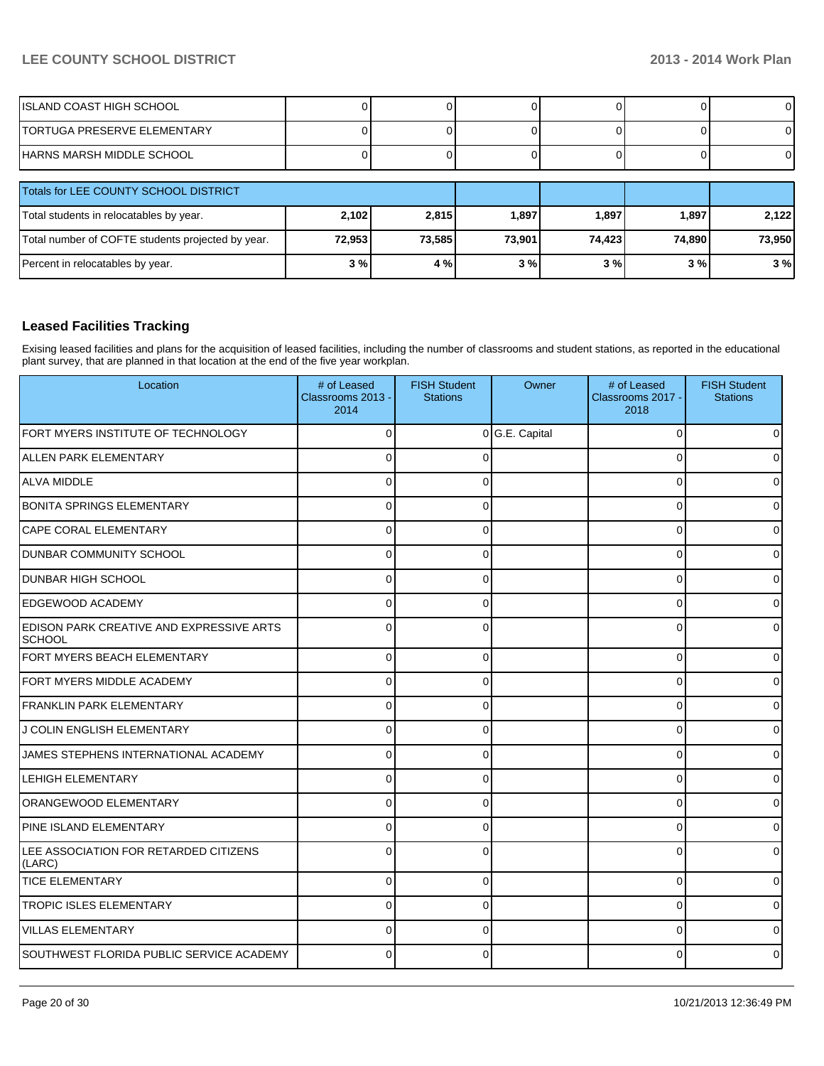| | | | | | | |
|---|---|---|---|---|---|---|
| ISLAND COAST HIGH SCHOOL | 0 | 0 | 0 | 0 | 0 | 0 |
| TORTUGA PRESERVE ELEMENTARY | 0 | 0 | 0 | 0 | 0 | 0 |
| HARNS MARSH MIDDLE SCHOOL | 0 | 0 | 0 | 0 | 0 | 0 |

| Totals for LEE COUNTY SCHOOL DISTRICT | | | | | | |
|---|---|---|---|---|---|---|
| Total students in relocatables by year. | **2,102** | **2,815** | **1,897** | **1,897** | **1,897** | **2,122** |
| Total number of COFTE students projected by year. | **72,953** | **73,585** | **73,901** | **74,423** | **74,890** | **73,950** |
| Percent in relocatables by year. | **3 %** | **4 %** | **3 %** | **3 %** | **3 %** | **3 %** |

## Leased Facilities Tracking

Exising leased facilities and plans for the acquisition of leased facilities, including the number of classrooms and student stations, as reported in the educational plant survey, that are planned in that location at the end of the five year workplan.

| Location | # of Leased Classrooms 2013 - 2014 | FISH Student Stations | Owner | # of Leased Classrooms 2017 - 2018 | FISH Student Stations |
|---|---|---|---|---|---|
| FORT MYERS INSTITUTE OF TECHNOLOGY | 0 | 0 | G.E. Capital | 0 | 0 |
| ALLEN PARK ELEMENTARY | 0 | 0 | | 0 | 0 |
| ALVA MIDDLE | 0 | 0 | | 0 | 0 |
| BONITA SPRINGS ELEMENTARY | 0 | 0 | | 0 | 0 |
| CAPE CORAL ELEMENTARY | 0 | 0 | | 0 | 0 |
| DUNBAR COMMUNITY SCHOOL | 0 | 0 | | 0 | 0 |
| DUNBAR HIGH SCHOOL | 0 | 0 | | 0 | 0 |
| EDGEWOOD ACADEMY | 0 | 0 | | 0 | 0 |
| EDISON PARK CREATIVE AND EXPRESSIVE ARTS SCHOOL | 0 | 0 | | 0 | 0 |
| FORT MYERS BEACH ELEMENTARY | 0 | 0 | | 0 | 0 |
| FORT MYERS MIDDLE ACADEMY | 0 | 0 | | 0 | 0 |
| FRANKLIN PARK ELEMENTARY | 0 | 0 | | 0 | 0 |
| J COLIN ENGLISH ELEMENTARY | 0 | 0 | | 0 | 0 |
| JAMES STEPHENS INTERNATIONAL ACADEMY | 0 | 0 | | 0 | 0 |
| LEHIGH ELEMENTARY | 0 | 0 | | 0 | 0 |
| ORANGEWOOD ELEMENTARY | 0 | 0 | | 0 | 0 |
| PINE ISLAND ELEMENTARY | 0 | 0 | | 0 | 0 |
| LEE ASSOCIATION FOR RETARDED CITIZENS (LARC) | 0 | 0 | | 0 | 0 |
| TICE ELEMENTARY | 0 | 0 | | 0 | 0 |
| TROPIC ISLES ELEMENTARY | 0 | 0 | | 0 | 0 |
| VILLAS ELEMENTARY | 0 | 0 | | 0 | 0 |
| SOUTHWEST FLORIDA PUBLIC SERVICE ACADEMY | 0 | 0 | | 0 | 0 |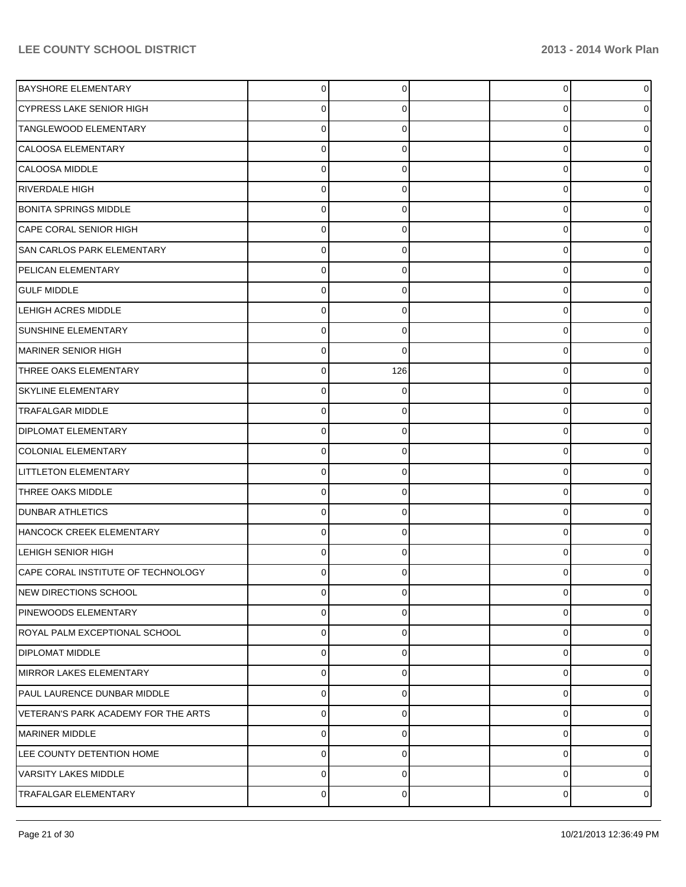| | | | | | |
|---|---|---|---|---|---|
| BAYSHORE ELEMENTARY | 0 | 0 | | 0 | 0 |
| CYPRESS LAKE SENIOR HIGH | 0 | 0 | | 0 | 0 |
| TANGLEWOOD ELEMENTARY | 0 | 0 | | 0 | 0 |
| CALOOSA ELEMENTARY | 0 | 0 | | 0 | 0 |
| CALOOSA MIDDLE | 0 | 0 | | 0 | 0 |
| RIVERDALE HIGH | 0 | 0 | | 0 | 0 |
| BONITA SPRINGS MIDDLE | 0 | 0 | | 0 | 0 |
| CAPE CORAL SENIOR HIGH | 0 | 0 | | 0 | 0 |
| SAN CARLOS PARK ELEMENTARY | 0 | 0 | | 0 | 0 |
| PELICAN ELEMENTARY | 0 | 0 | | 0 | 0 |
| GULF MIDDLE | 0 | 0 | | 0 | 0 |
| LEHIGH ACRES MIDDLE | 0 | 0 | | 0 | 0 |
| SUNSHINE ELEMENTARY | 0 | 0 | | 0 | 0 |
| MARINER SENIOR HIGH | 0 | 0 | | 0 | 0 |
| THREE OAKS ELEMENTARY | 0 | 126 | | 0 | 0 |
| SKYLINE ELEMENTARY | 0 | 0 | | 0 | 0 |
| TRAFALGAR MIDDLE | 0 | 0 | | 0 | 0 |
| DIPLOMAT ELEMENTARY | 0 | 0 | | 0 | 0 |
| COLONIAL ELEMENTARY | 0 | 0 | | 0 | 0 |
| LITTLETON ELEMENTARY | 0 | 0 | | 0 | 0 |
| THREE OAKS MIDDLE | 0 | 0 | | 0 | 0 |
| DUNBAR ATHLETICS | 0 | 0 | | 0 | 0 |
| HANCOCK CREEK ELEMENTARY | 0 | 0 | | 0 | 0 |
| LEHIGH SENIOR HIGH | 0 | 0 | | 0 | 0 |
| CAPE CORAL INSTITUTE OF TECHNOLOGY | 0 | 0 | | 0 | 0 |
| NEW DIRECTIONS SCHOOL | 0 | 0 | | 0 | 0 |
| PINEWOODS ELEMENTARY | 0 | 0 | | 0 | 0 |
| ROYAL PALM EXCEPTIONAL SCHOOL | 0 | 0 | | 0 | 0 |
| DIPLOMAT MIDDLE | 0 | 0 | | 0 | 0 |
| MIRROR LAKES ELEMENTARY | 0 | 0 | | 0 | 0 |
| PAUL LAURENCE DUNBAR MIDDLE | 0 | 0 | | 0 | 0 |
| VETERAN'S PARK ACADEMY FOR THE ARTS | 0 | 0 | | 0 | 0 |
| MARINER MIDDLE | 0 | 0 | | 0 | 0 |
| LEE COUNTY DETENTION HOME | 0 | 0 | | 0 | 0 |
| VARSITY LAKES MIDDLE | 0 | 0 | | 0 | 0 |
| TRAFALGAR ELEMENTARY | 0 | 0 | | 0 | 0 |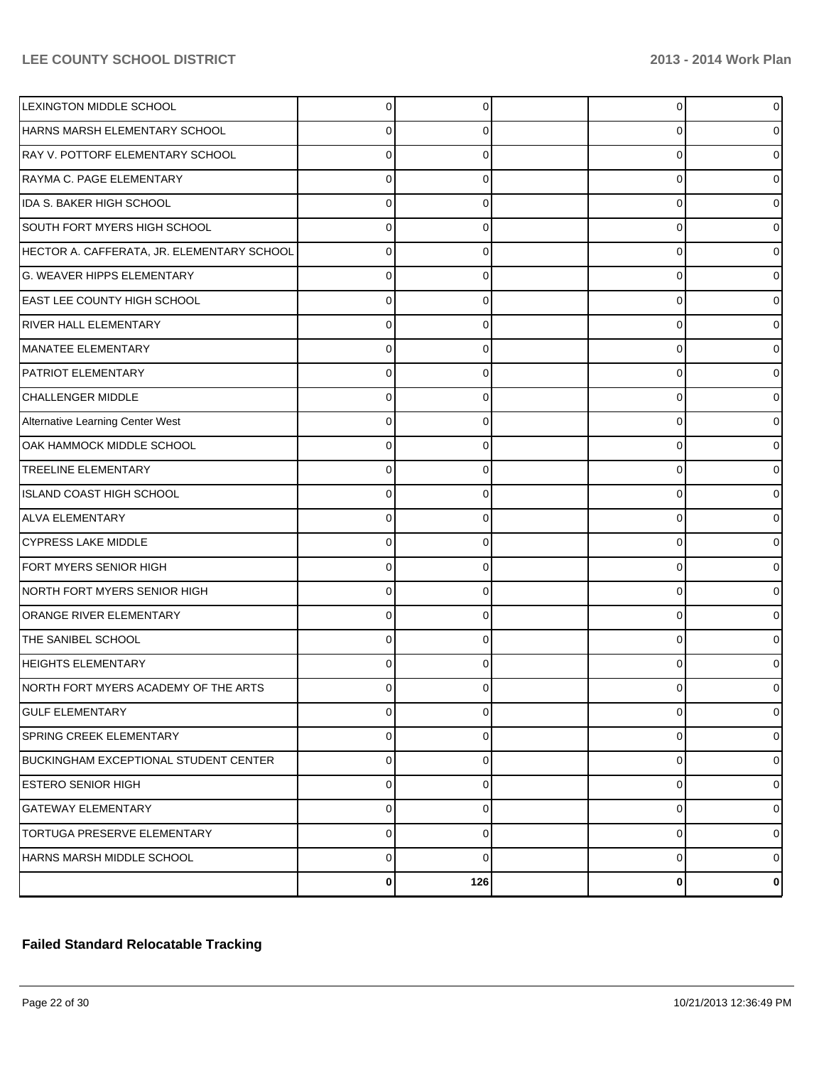| | | | | | |
|---|---|---|---|---|---|
| LEXINGTON MIDDLE SCHOOL | 0 | 0 | | 0 | 0 |
| HARNS MARSH ELEMENTARY SCHOOL | 0 | 0 | | 0 | 0 |
| RAY V. POTTORF ELEMENTARY SCHOOL | 0 | 0 | | 0 | 0 |
| RAYMA C. PAGE ELEMENTARY | 0 | 0 | | 0 | 0 |
| IDA S. BAKER HIGH SCHOOL | 0 | 0 | | 0 | 0 |
| SOUTH FORT MYERS HIGH SCHOOL | 0 | 0 | | 0 | 0 |
| HECTOR A. CAFFERATA, JR. ELEMENTARY SCHOOL | 0 | 0 | | 0 | 0 |
| G. WEAVER HIPPS ELEMENTARY | 0 | 0 | | 0 | 0 |
| EAST LEE COUNTY HIGH SCHOOL | 0 | 0 | | 0 | 0 |
| RIVER HALL ELEMENTARY | 0 | 0 | | 0 | 0 |
| MANATEE ELEMENTARY | 0 | 0 | | 0 | 0 |
| PATRIOT ELEMENTARY | 0 | 0 | | 0 | 0 |
| CHALLENGER MIDDLE | 0 | 0 | | 0 | 0 |
| Alternative Learning Center West | 0 | 0 | | 0 | 0 |
| OAK HAMMOCK MIDDLE SCHOOL | 0 | 0 | | 0 | 0 |
| TREELINE ELEMENTARY | 0 | 0 | | 0 | 0 |
| ISLAND COAST HIGH SCHOOL | 0 | 0 | | 0 | 0 |
| ALVA ELEMENTARY | 0 | 0 | | 0 | 0 |
| CYPRESS LAKE MIDDLE | 0 | 0 | | 0 | 0 |
| FORT MYERS SENIOR HIGH | 0 | 0 | | 0 | 0 |
| NORTH FORT MYERS SENIOR HIGH | 0 | 0 | | 0 | 0 |
| ORANGE RIVER ELEMENTARY | 0 | 0 | | 0 | 0 |
| THE SANIBEL SCHOOL | 0 | 0 | | 0 | 0 |
| HEIGHTS ELEMENTARY | 0 | 0 | | 0 | 0 |
| NORTH FORT MYERS ACADEMY OF THE ARTS | 0 | 0 | | 0 | 0 |
| GULF ELEMENTARY | 0 | 0 | | 0 | 0 |
| SPRING CREEK ELEMENTARY | 0 | 0 | | 0 | 0 |
| BUCKINGHAM EXCEPTIONAL STUDENT CENTER | 0 | 0 | | 0 | 0 |
| ESTERO SENIOR HIGH | 0 | 0 | | 0 | 0 |
| GATEWAY ELEMENTARY | 0 | 0 | | 0 | 0 |
| TORTUGA PRESERVE ELEMENTARY | 0 | 0 | | 0 | 0 |
| HARNS MARSH MIDDLE SCHOOL | 0 | 0 | | 0 | 0 |
| | **0** | **126** | | **0** | **0** |

**Failed Standard Relocatable Tracking**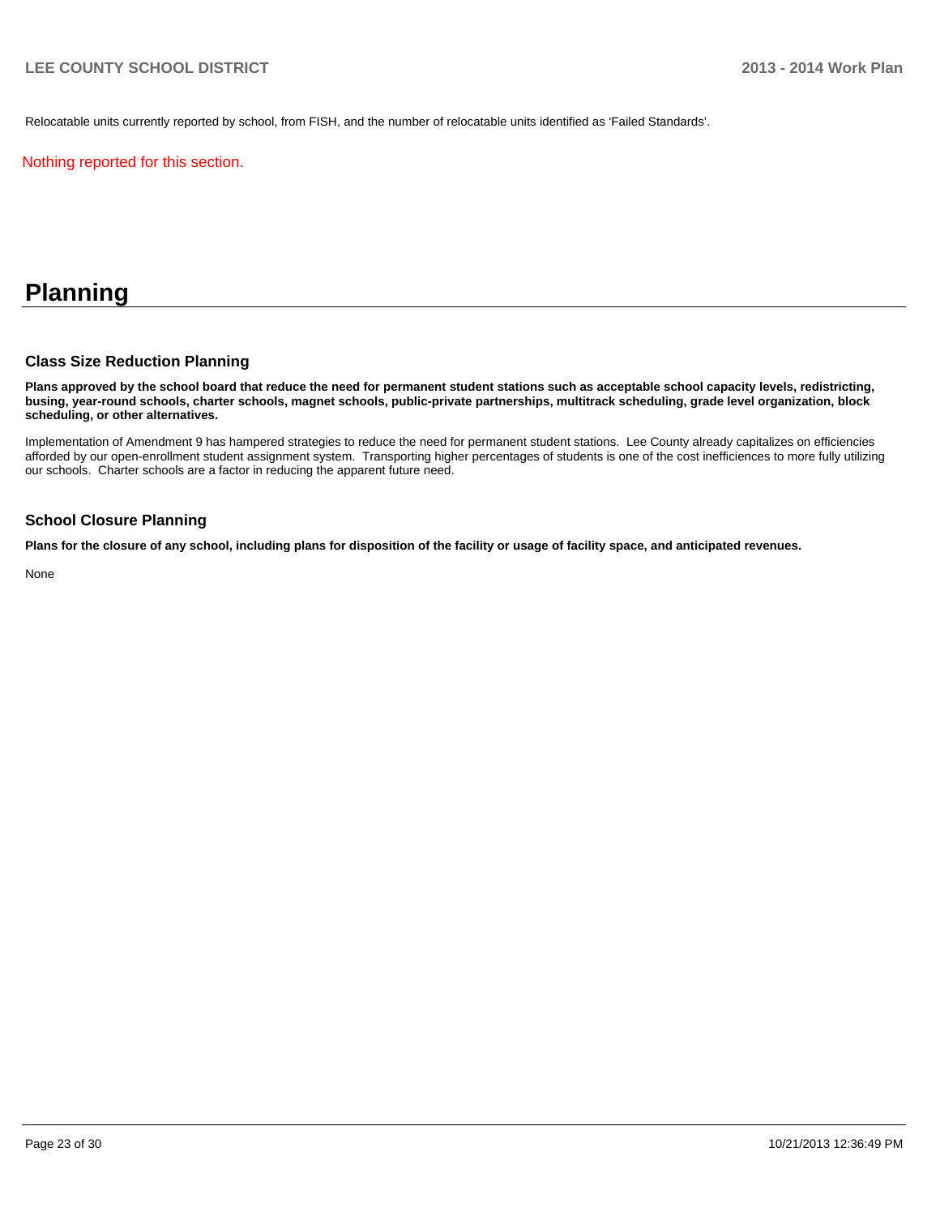Relocatable units currently reported by school, from FISH, and the number of relocatable units identified as 'Failed Standards'.

Nothing reported for this section.

# Planning

### Class Size Reduction Planning

**Plans approved by the school board that reduce the need for permanent student stations such as acceptable school capacity levels, redistricting, busing, year-round schools, charter schools, magnet schools, public-private partnerships, multitrack scheduling, grade level organization, block scheduling, or other alternatives.**

Implementation of Amendment 9 has hampered strategies to reduce the need for permanent student stations. Lee County already capitalizes on efficiencies afforded by our open-enrollment student assignment system. Transporting higher percentages of students is one of the cost inefficiences to more fully utilizing our schools. Charter schools are a factor in reducing the apparent future need.

### School Closure Planning

**Plans for the closure of any school, including plans for disposition of the facility or usage of facility space, and anticipated revenues.**

None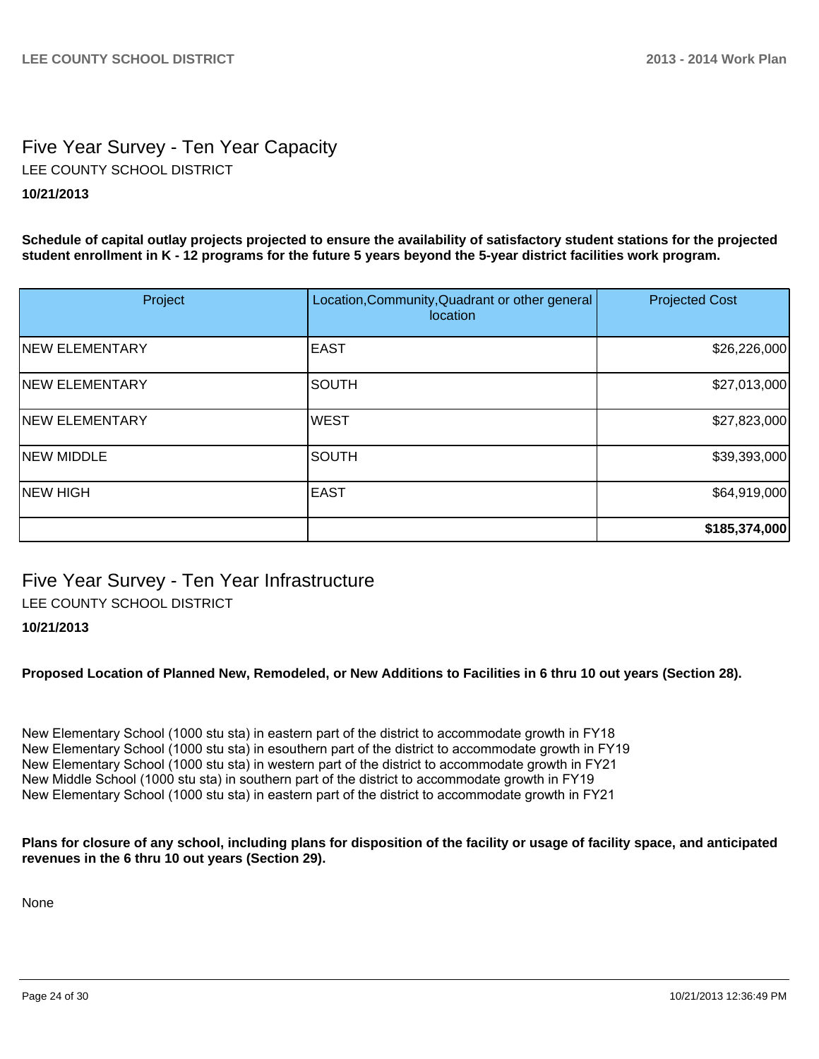# Five Year Survey - Ten Year Capacity

LEE COUNTY SCHOOL DISTRICT

**10/21/2013**

**Schedule of capital outlay projects projected to ensure the availability of satisfactory student stations for the projected student enrollment in K - 12 programs for the future 5 years beyond the 5-year district facilities work program.**

| Project | Location,Community,Quadrant or other general location | Projected Cost |
|---|---|---|
| NEW ELEMENTARY | EAST | $26,226,000 |
| NEW ELEMENTARY | SOUTH | $27,013,000 |
| NEW ELEMENTARY | WEST | $27,823,000 |
| NEW MIDDLE | SOUTH | $39,393,000 |
| NEW HIGH | EAST | $64,919,000 |
| | | **$185,374,000** |

# Five Year Survey - Ten Year Infrastructure

LEE COUNTY SCHOOL DISTRICT

**10/21/2013**

**Proposed Location of Planned New, Remodeled, or New Additions to Facilities in 6 thru 10 out years (Section 28).**

New Elementary School (1000 stu sta) in eastern part of the district to accommodate growth in FY18
New Elementary School (1000 stu sta) in esouthern part of the district to accommodate growth in FY19
New Elementary School (1000 stu sta) in western part of the district to accommodate growth in FY21
New Middle School (1000 stu sta) in southern part of the district to accommodate growth in FY19
New Elementary School (1000 stu sta) in eastern part of the district to accommodate growth in FY21

**Plans for closure of any school, including plans for disposition of the facility or usage of facility space, and anticipated revenues in the 6 thru 10 out years (Section 29).**

None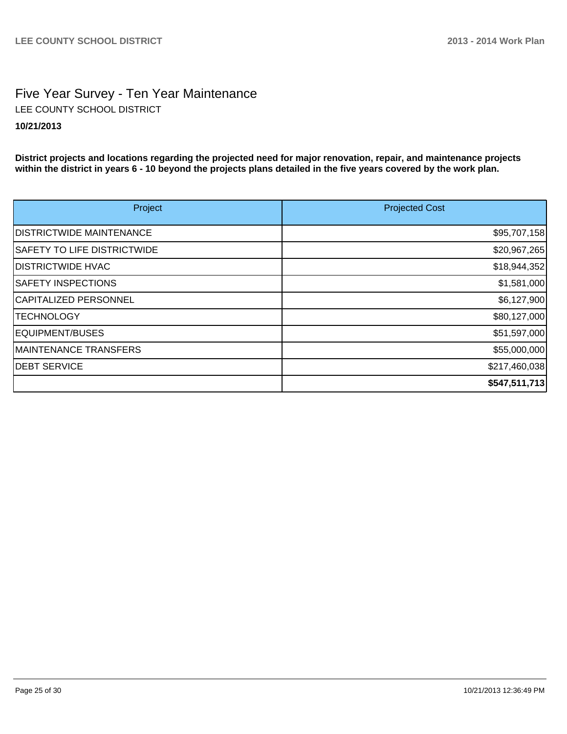# Five Year Survey - Ten Year Maintenance

LEE COUNTY SCHOOL DISTRICT

**10/21/2013**

**District projects and locations regarding the projected need for major renovation, repair, and maintenance projects within the district in years 6 - 10 beyond the projects plans detailed in the five years covered by the work plan.**

| Project | Projected Cost |
| --- | --- |
| DISTRICTWIDE MAINTENANCE | $95,707,158 |
| SAFETY TO LIFE DISTRICTWIDE | $20,967,265 |
| DISTRICTWIDE HVAC | $18,944,352 |
| SAFETY INSPECTIONS | $1,581,000 |
| CAPITALIZED PERSONNEL | $6,127,900 |
| TECHNOLOGY | $80,127,000 |
| EQUIPMENT/BUSES | $51,597,000 |
| MAINTENANCE TRANSFERS | $55,000,000 |
| DEBT SERVICE | $217,460,038 |
| | **$547,511,713** |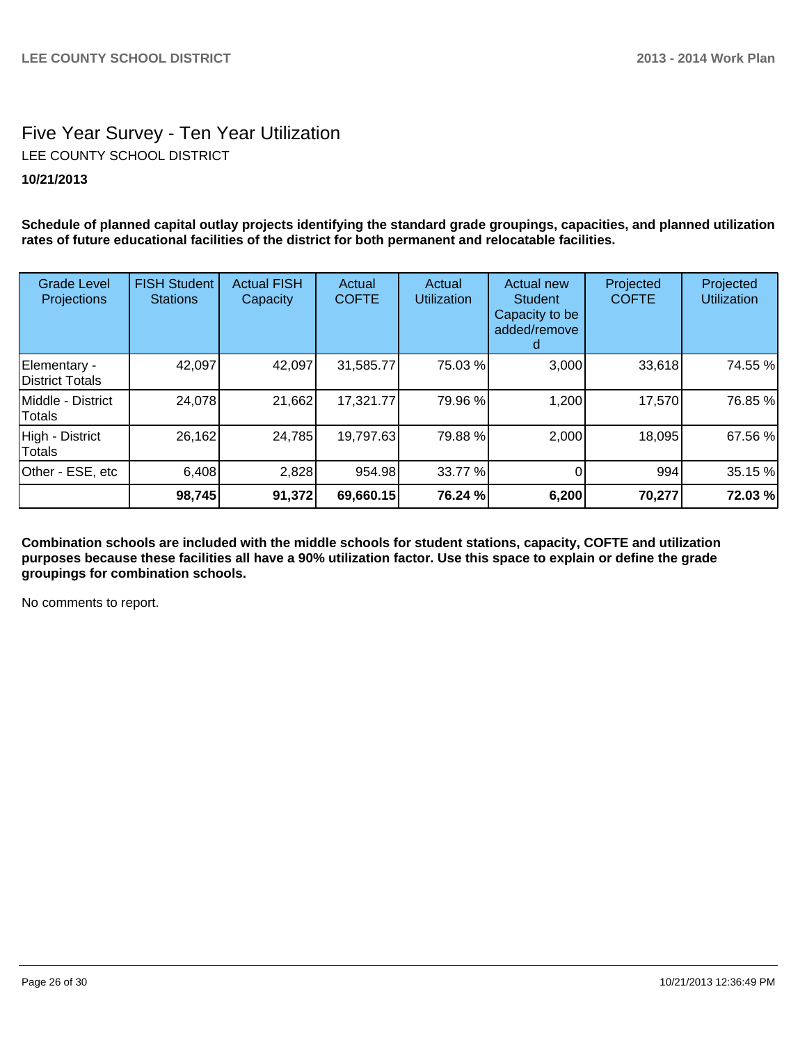# Five Year Survey - Ten Year Utilization

LEE COUNTY SCHOOL DISTRICT

**10/21/2013**

**Schedule of planned capital outlay projects identifying the standard grade groupings, capacities, and planned utilization rates of future educational facilities of the district for both permanent and relocatable facilities.**

| Grade Level Projections | FISH Student Stations | Actual FISH Capacity | Actual COFTE | Actual Utilization | Actual new Student Capacity to be added/removed | Projected COFTE | Projected Utilization |
|---|---|---|---|---|---|---|---|
| Elementary - District Totals | 42,097 | 42,097 | 31,585.77 | 75.03 % | 3,000 | 33,618 | 74.55 % |
| Middle - District Totals | 24,078 | 21,662 | 17,321.77 | 79.96 % | 1,200 | 17,570 | 76.85 % |
| High - District Totals | 26,162 | 24,785 | 19,797.63 | 79.88 % | 2,000 | 18,095 | 67.56 % |
| Other - ESE, etc | 6,408 | 2,828 | 954.98 | 33.77 % | 0 | 994 | 35.15 % |
| | **98,745** | **91,372** | **69,660.15** | **76.24 %** | **6,200** | **70,277** | **72.03 %** |

**Combination schools are included with the middle schools for student stations, capacity, COFTE and utilization purposes because these facilities all have a 90% utilization factor. Use this space to explain or define the grade groupings for combination schools.**

No comments to report.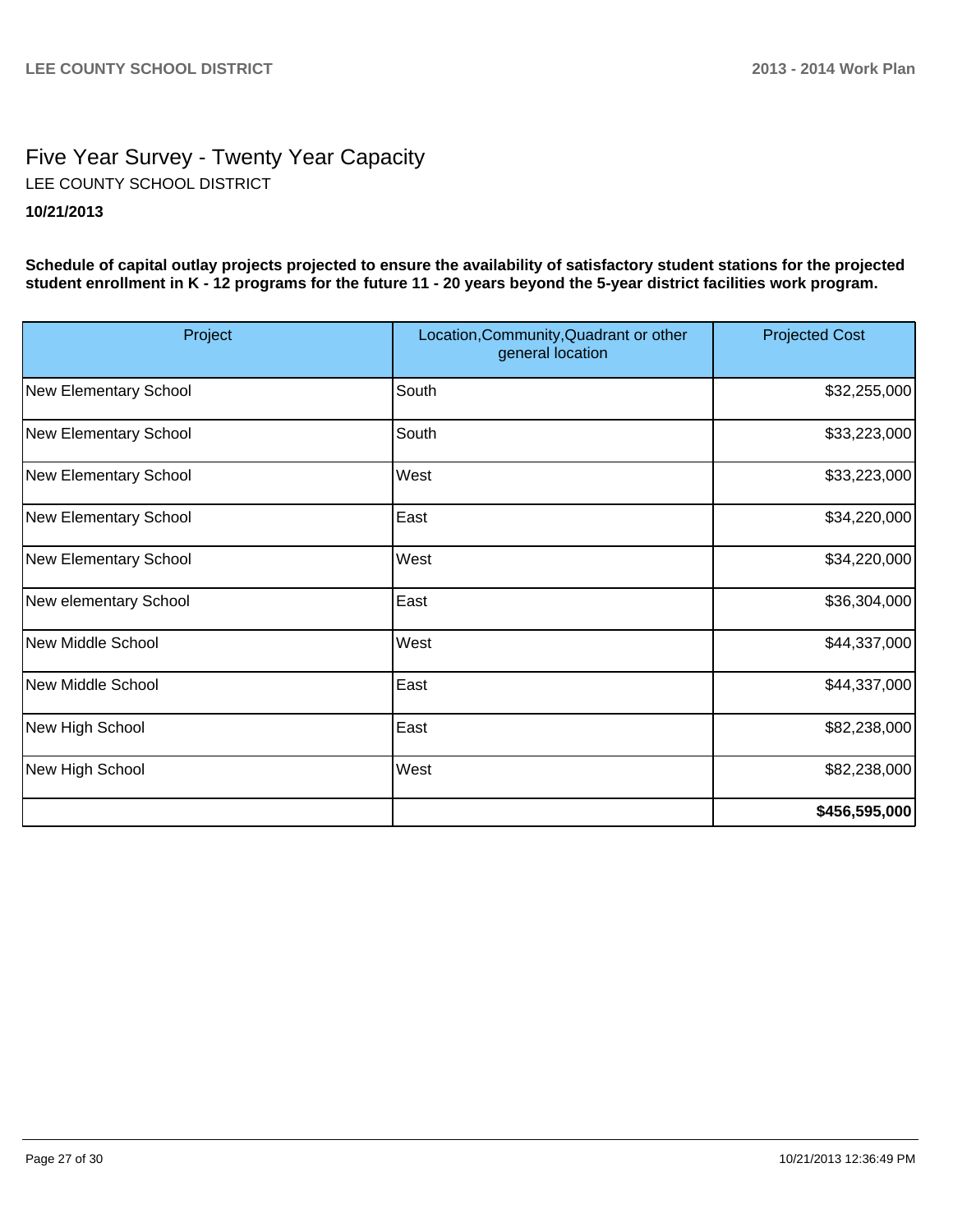# Five Year Survey - Twenty Year Capacity

LEE COUNTY SCHOOL DISTRICT

**10/21/2013**

**Schedule of capital outlay projects projected to ensure the availability of satisfactory student stations for the projected student enrollment in K - 12 programs for the future 11 - 20 years beyond the 5-year district facilities work program.**

| Project | Location,Community,Quadrant or other general location | Projected Cost |
|---|---|---|
| New Elementary School | South | $32,255,000 |
| New Elementary School | South | $33,223,000 |
| New Elementary School | West | $33,223,000 |
| New Elementary School | East | $34,220,000 |
| New Elementary School | West | $34,220,000 |
| New elementary School | East | $36,304,000 |
| New Middle School | West | $44,337,000 |
| New Middle School | East | $44,337,000 |
| New High School | East | $82,238,000 |
| New High School | West | $82,238,000 |
| | | **$456,595,000** |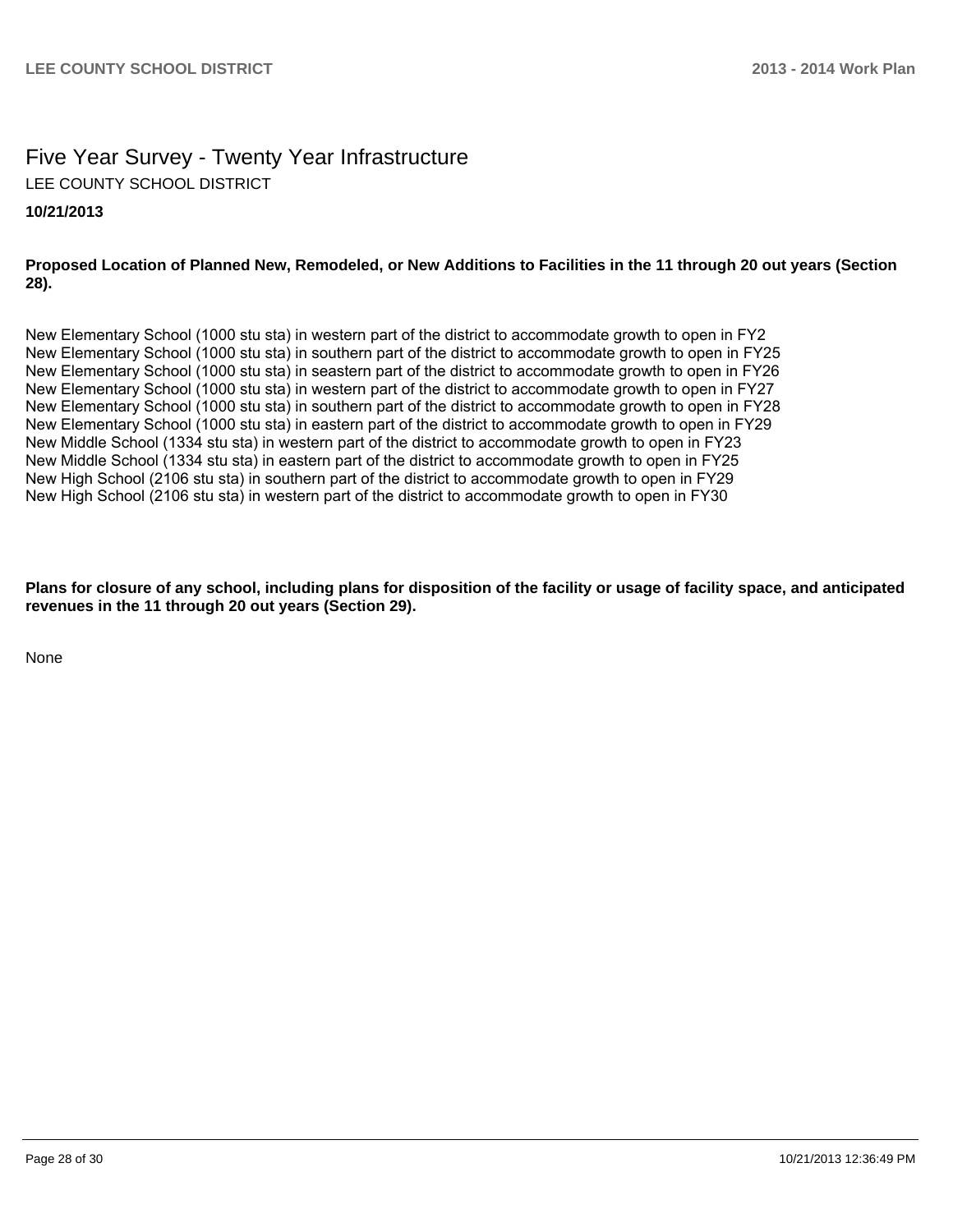# Five Year Survey - Twenty Year Infrastructure

LEE COUNTY SCHOOL DISTRICT

**10/21/2013**

**Proposed Location of Planned New, Remodeled, or New Additions to Facilities in the 11 through 20 out years (Section 28).**

New Elementary School (1000 stu sta) in western part of the district to accommodate growth to open in FY2
New Elementary School (1000 stu sta) in southern part of the district to accommodate growth to open in FY25
New Elementary School (1000 stu sta) in seastern part of the district to accommodate growth to open in FY26
New Elementary School (1000 stu sta) in western part of the district to accommodate growth to open in FY27
New Elementary School (1000 stu sta) in southern part of the district to accommodate growth to open in FY28
New Elementary School (1000 stu sta) in eastern part of the district to accommodate growth to open in FY29
New Middle School (1334 stu sta) in western part of the district to accommodate growth to open in FY23
New Middle School (1334 stu sta) in eastern part of the district to accommodate growth to open in FY25
New High School (2106 stu sta) in southern part of the district to accommodate growth to open in FY29
New High School (2106 stu sta) in western part of the district to accommodate growth to open in FY30

**Plans for closure of any school, including plans for disposition of the facility or usage of facility space, and anticipated revenues in the 11 through 20 out years (Section 29).**

None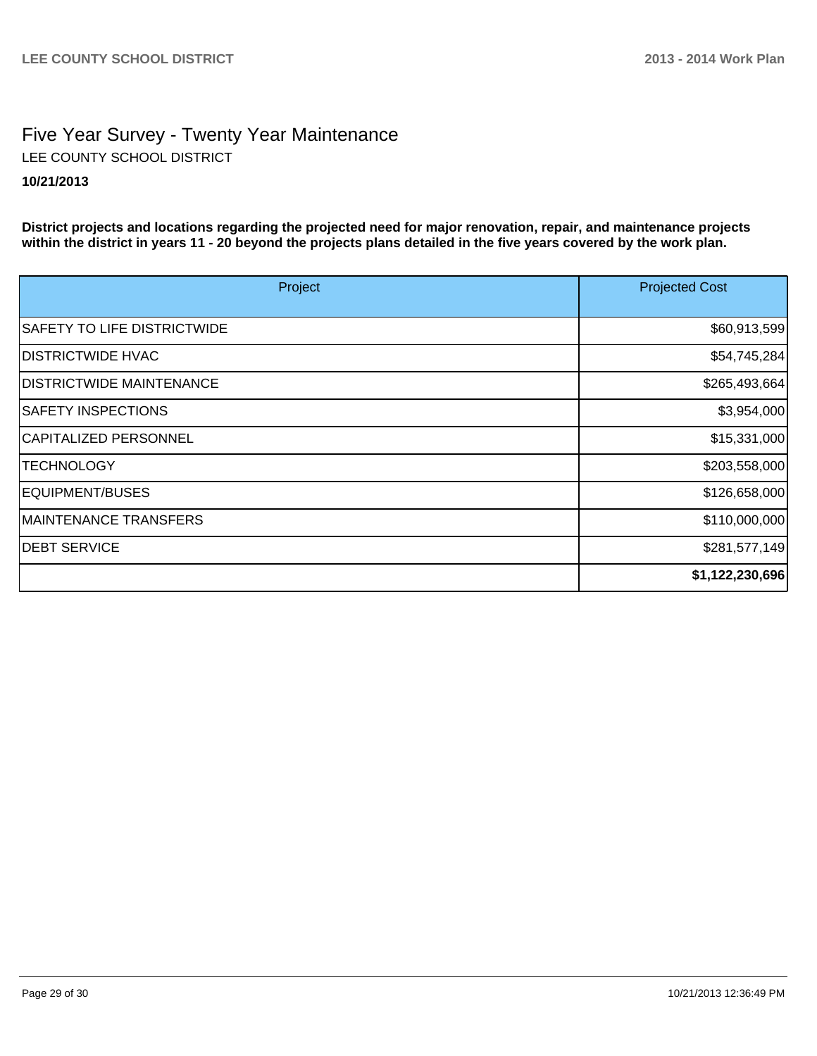# Five Year Survey - Twenty Year Maintenance

LEE COUNTY SCHOOL DISTRICT

**10/21/2013**

**District projects and locations regarding the projected need for major renovation, repair, and maintenance projects within the district in years 11 - 20 beyond the projects plans detailed in the five years covered by the work plan.**

| Project | Projected Cost |
|---|---|
| SAFETY TO LIFE DISTRICTWIDE | $60,913,599 |
| DISTRICTWIDE HVAC | $54,745,284 |
| DISTRICTWIDE MAINTENANCE | $265,493,664 |
| SAFETY INSPECTIONS | $3,954,000 |
| CAPITALIZED PERSONNEL | $15,331,000 |
| TECHNOLOGY | $203,558,000 |
| EQUIPMENT/BUSES | $126,658,000 |
| MAINTENANCE TRANSFERS | $110,000,000 |
| DEBT SERVICE | $281,577,149 |
| | **$1,122,230,696** |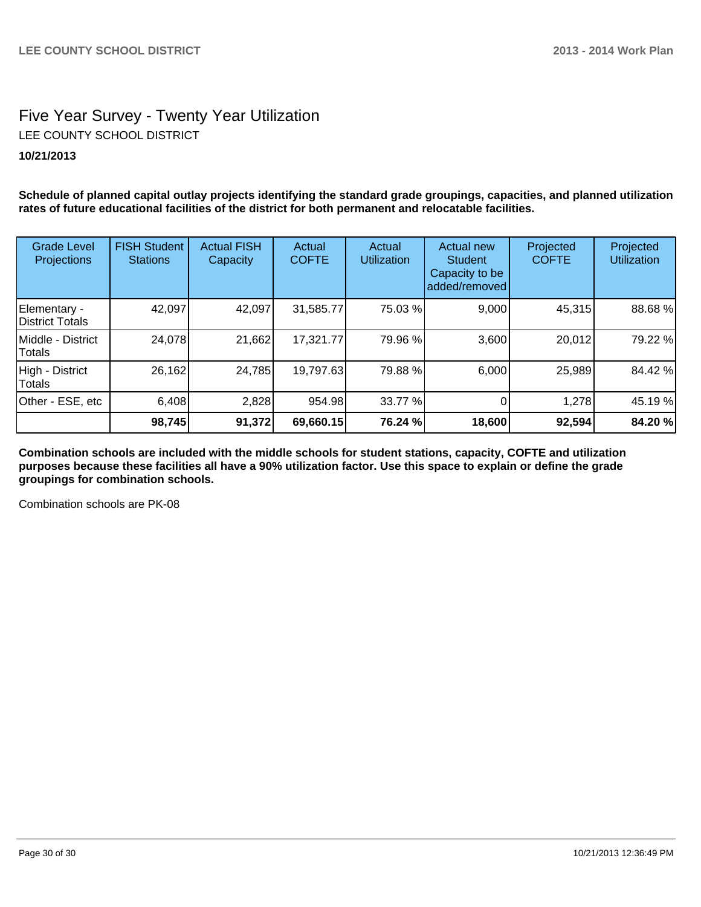# Five Year Survey - Twenty Year Utilization

LEE COUNTY SCHOOL DISTRICT

**10/21/2013**

**Schedule of planned capital outlay projects identifying the standard grade groupings, capacities, and planned utilization rates of future educational facilities of the district for both permanent and relocatable facilities.**

| Grade Level Projections | FISH Student Stations | Actual FISH Capacity | Actual COFTE | Actual Utilization | Actual new Student Capacity to be added/removed | Projected COFTE | Projected Utilization |
|---|---|---|---|---|---|---|---|
| Elementary - District Totals | 42,097 | 42,097 | 31,585.77 | 75.03 % | 9,000 | 45,315 | 88.68 % |
| Middle - District Totals | 24,078 | 21,662 | 17,321.77 | 79.96 % | 3,600 | 20,012 | 79.22 % |
| High - District Totals | 26,162 | 24,785 | 19,797.63 | 79.88 % | 6,000 | 25,989 | 84.42 % |
| Other - ESE, etc | 6,408 | 2,828 | 954.98 | 33.77 % | 0 | 1,278 | 45.19 % |
| | **98,745** | **91,372** | **69,660.15** | **76.24 %** | **18,600** | **92,594** | **84.20 %** |

**Combination schools are included with the middle schools for student stations, capacity, COFTE and utilization purposes because these facilities all have a 90% utilization factor. Use this space to explain or define the grade groupings for combination schools.**

Combination schools are PK-08